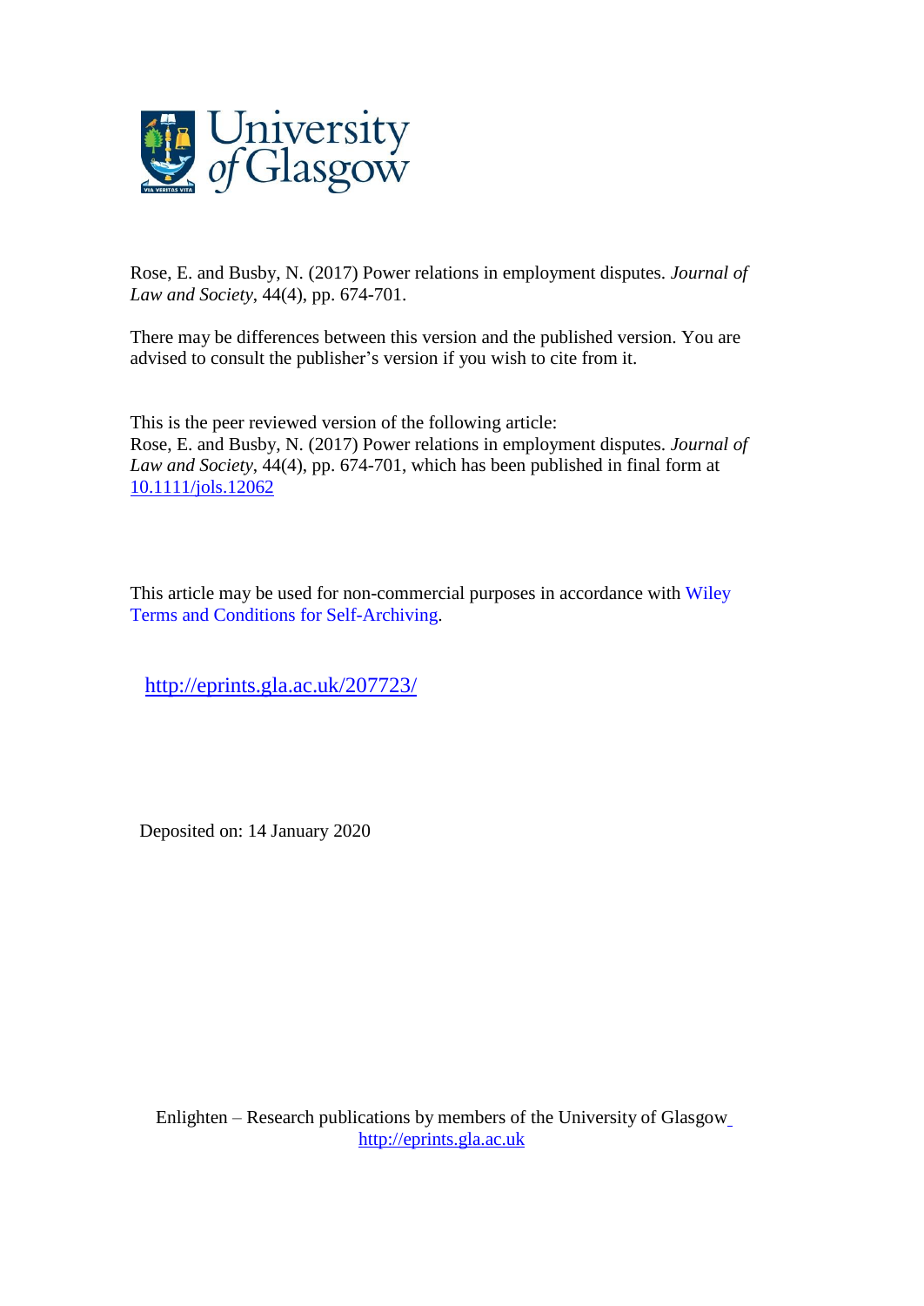Rose, E. and Busby, N. (2017) Power relations in employment disputes. *Journal of Law and Society*, 44(4), pp. 674-701.

There may be differences between this version and the published version. You are advised to consult the publisher's version if you wish to cite from it.

This is the peer reviewed version of the following article:
Rose, E. and Busby, N. (2017) Power relations in employment disputes. *Journal of Law and Society*, 44(4), pp. 674-701, which has been published in final form at [10.1111/jols.12062](https://doi.org/10.1111/jols.12062)

This article may be used for non-commercial purposes in accordance with Wiley Terms and Conditions for Self-Archiving.

http://eprints.gla.ac.uk/207723/

Deposited on: 14 January 2020

Enlighten – Research publications by members of the University of Glasgow
http://eprints.gla.ac.uk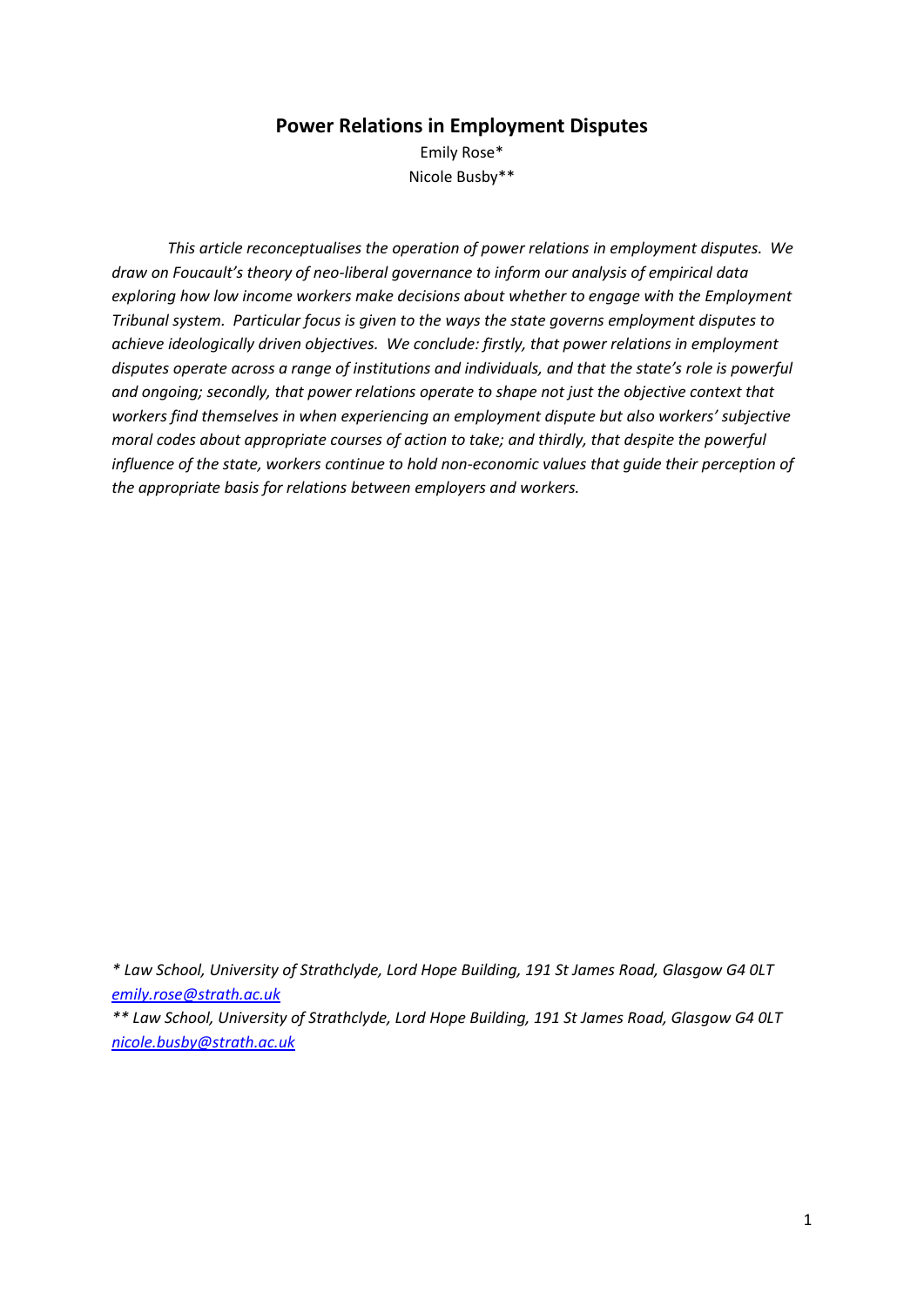# Power Relations in Employment Disputes

Emily Rose*

Nicole Busby**

*This article reconceptualises the operation of power relations in employment disputes. We draw on Foucault's theory of neo-liberal governance to inform our analysis of empirical data exploring how low income workers make decisions about whether to engage with the Employment Tribunal system. Particular focus is given to the ways the state governs employment disputes to achieve ideologically driven objectives. We conclude: firstly, that power relations in employment disputes operate across a range of institutions and individuals, and that the state's role is powerful and ongoing; secondly, that power relations operate to shape not just the objective context that workers find themselves in when experiencing an employment dispute but also workers' subjective moral codes about appropriate courses of action to take; and thirdly, that despite the powerful influence of the state, workers continue to hold non-economic values that guide their perception of the appropriate basis for relations between employers and workers.*

*\* Law School, University of Strathclyde, Lord Hope Building, 191 St James Road, Glasgow G4 0LT* *emily.rose@strath.ac.uk*

*\*\* Law School, University of Strathclyde, Lord Hope Building, 191 St James Road, Glasgow G4 0LT* *nicole.busby@strath.ac.uk*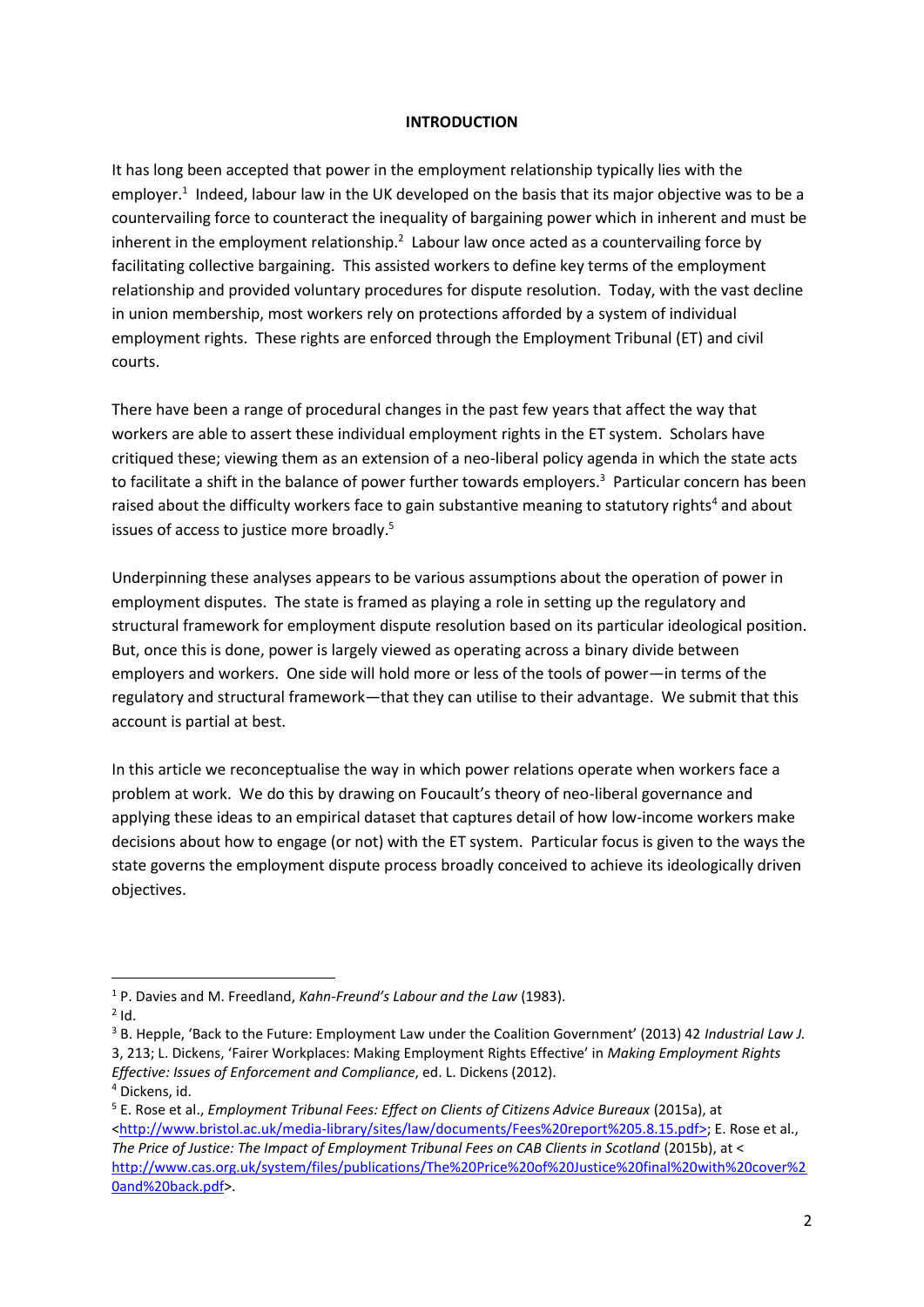## INTRODUCTION

It has long been accepted that power in the employment relationship typically lies with the employer.[1] Indeed, labour law in the UK developed on the basis that its major objective was to be a countervailing force to counteract the inequality of bargaining power which in inherent and must be inherent in the employment relationship.[2] Labour law once acted as a countervailing force by facilitating collective bargaining. This assisted workers to define key terms of the employment relationship and provided voluntary procedures for dispute resolution. Today, with the vast decline in union membership, most workers rely on protections afforded by a system of individual employment rights. These rights are enforced through the Employment Tribunal (ET) and civil courts.

There have been a range of procedural changes in the past few years that affect the way that workers are able to assert these individual employment rights in the ET system. Scholars have critiqued these; viewing them as an extension of a neo-liberal policy agenda in which the state acts to facilitate a shift in the balance of power further towards employers.[3] Particular concern has been raised about the difficulty workers face to gain substantive meaning to statutory rights[4] and about issues of access to justice more broadly.[5]

Underpinning these analyses appears to be various assumptions about the operation of power in employment disputes. The state is framed as playing a role in setting up the regulatory and structural framework for employment dispute resolution based on its particular ideological position. But, once this is done, power is largely viewed as operating across a binary divide between employers and workers. One side will hold more or less of the tools of power—in terms of the regulatory and structural framework—that they can utilise to their advantage. We submit that this account is partial at best.

In this article we reconceptualise the way in which power relations operate when workers face a problem at work. We do this by drawing on Foucault's theory of neo-liberal governance and applying these ideas to an empirical dataset that captures detail of how low-income workers make decisions about how to engage (or not) with the ET system. Particular focus is given to the ways the state governs the employment dispute process broadly conceived to achieve its ideologically driven objectives.

---

[1] P. Davies and M. Freedland, *Kahn-Freund's Labour and the Law* (1983).

[2] Id.

[3] B. Hepple, 'Back to the Future: Employment Law under the Coalition Government' (2013) 42 *Industrial Law J.* 3, 213; L. Dickens, 'Fairer Workplaces: Making Employment Rights Effective' in *Making Employment Rights Effective: Issues of Enforcement and Compliance*, ed. L. Dickens (2012).

[4] Dickens, id.

[5] E. Rose et al., *Employment Tribunal Fees: Effect on Clients of Citizens Advice Bureaux* (2015a), at <http://www.bristol.ac.uk/media-library/sites/law/documents/Fees%20report%205.8.15.pdf>; E. Rose et al., *The Price of Justice: The Impact of Employment Tribunal Fees on CAB Clients in Scotland* (2015b), at <http://www.cas.org.uk/system/files/publications/The%20Price%20of%20Justice%20final%20with%20cover%20and%20back.pdf>.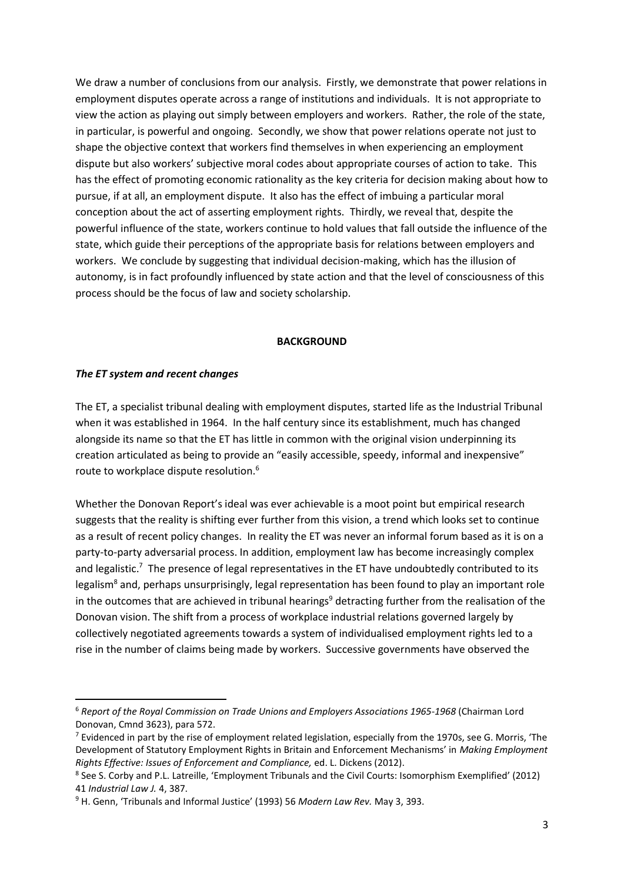We draw a number of conclusions from our analysis. Firstly, we demonstrate that power relations in employment disputes operate across a range of institutions and individuals. It is not appropriate to view the action as playing out simply between employers and workers. Rather, the role of the state, in particular, is powerful and ongoing. Secondly, we show that power relations operate not just to shape the objective context that workers find themselves in when experiencing an employment dispute but also workers' subjective moral codes about appropriate courses of action to take. This has the effect of promoting economic rationality as the key criteria for decision making about how to pursue, if at all, an employment dispute. It also has the effect of imbuing a particular moral conception about the act of asserting employment rights. Thirdly, we reveal that, despite the powerful influence of the state, workers continue to hold values that fall outside the influence of the state, which guide their perceptions of the appropriate basis for relations between employers and workers. We conclude by suggesting that individual decision-making, which has the illusion of autonomy, is in fact profoundly influenced by state action and that the level of consciousness of this process should be the focus of law and society scholarship.

## BACKGROUND

### *The ET system and recent changes*

The ET, a specialist tribunal dealing with employment disputes, started life as the Industrial Tribunal when it was established in 1964. In the half century since its establishment, much has changed alongside its name so that the ET has little in common with the original vision underpinning its creation articulated as being to provide an "easily accessible, speedy, informal and inexpensive" route to workplace dispute resolution.[6]

Whether the Donovan Report's ideal was ever achievable is a moot point but empirical research suggests that the reality is shifting ever further from this vision, a trend which looks set to continue as a result of recent policy changes. In reality the ET was never an informal forum based as it is on a party-to-party adversarial process. In addition, employment law has become increasingly complex and legalistic.[7] The presence of legal representatives in the ET have undoubtedly contributed to its legalism[8] and, perhaps unsurprisingly, legal representation has been found to play an important role in the outcomes that are achieved in tribunal hearings[9] detracting further from the realisation of the Donovan vision. The shift from a process of workplace industrial relations governed largely by collectively negotiated agreements towards a system of individualised employment rights led to a rise in the number of claims being made by workers. Successive governments have observed the

---

[6] *Report of the Royal Commission on Trade Unions and Employers Associations 1965-1968* (Chairman Lord Donovan, Cmnd 3623), para 572.

[7] Evidenced in part by the rise of employment related legislation, especially from the 1970s, see G. Morris, 'The Development of Statutory Employment Rights in Britain and Enforcement Mechanisms' in *Making Employment Rights Effective: Issues of Enforcement and Compliance,* ed. L. Dickens (2012).

[8] See S. Corby and P.L. Latreille, 'Employment Tribunals and the Civil Courts: Isomorphism Exemplified' (2012) 41 *Industrial Law J.* 4, 387.

[9] H. Genn, 'Tribunals and Informal Justice' (1993) 56 *Modern Law Rev.* May 3, 393.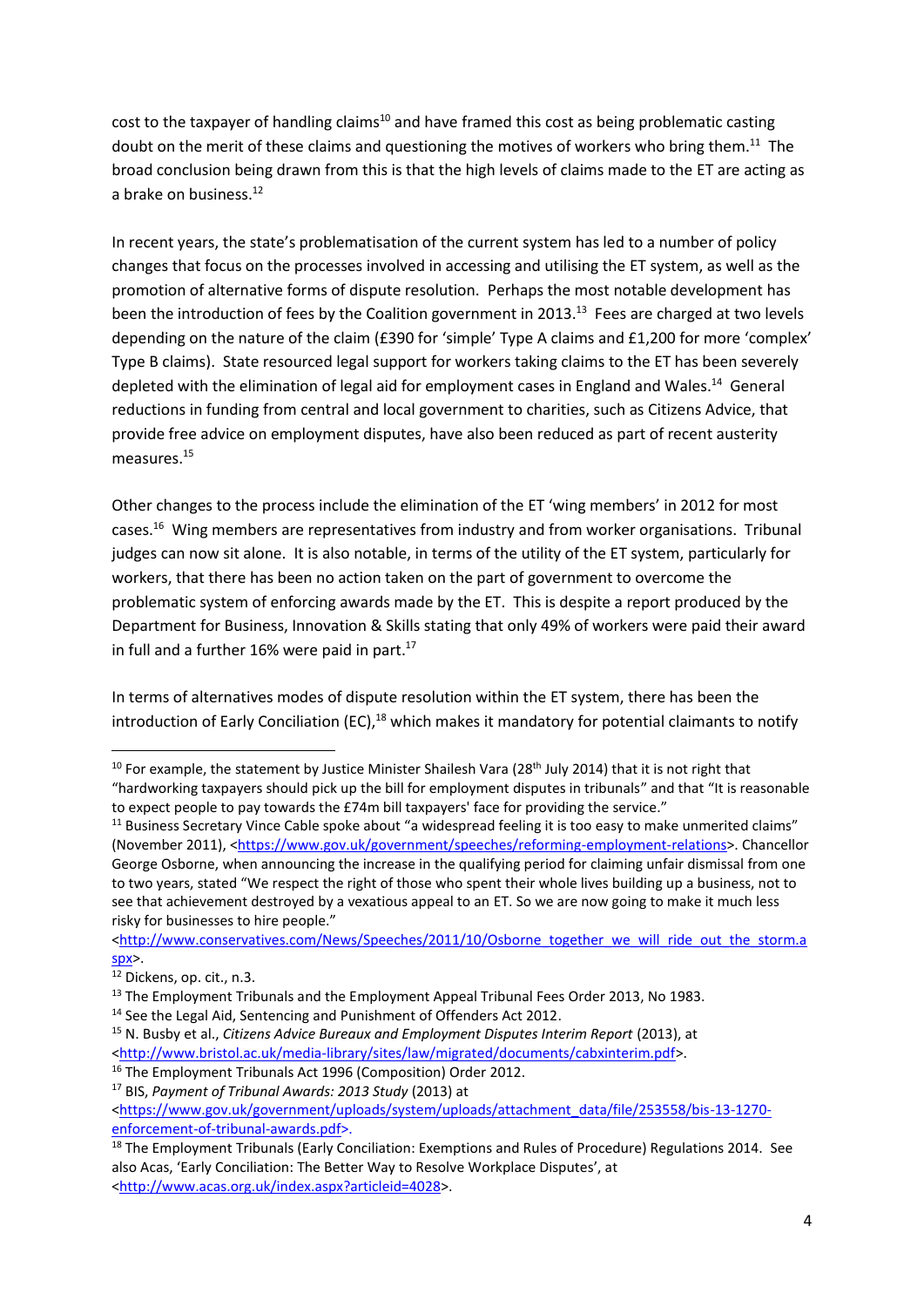cost to the taxpayer of handling claims[10] and have framed this cost as being problematic casting doubt on the merit of these claims and questioning the motives of workers who bring them.[11] The broad conclusion being drawn from this is that the high levels of claims made to the ET are acting as a brake on business.[12]

In recent years, the state's problematisation of the current system has led to a number of policy changes that focus on the processes involved in accessing and utilising the ET system, as well as the promotion of alternative forms of dispute resolution. Perhaps the most notable development has been the introduction of fees by the Coalition government in 2013.[13] Fees are charged at two levels depending on the nature of the claim (£390 for 'simple' Type A claims and £1,200 for more 'complex' Type B claims). State resourced legal support for workers taking claims to the ET has been severely depleted with the elimination of legal aid for employment cases in England and Wales.[14] General reductions in funding from central and local government to charities, such as Citizens Advice, that provide free advice on employment disputes, have also been reduced as part of recent austerity measures.[15]

Other changes to the process include the elimination of the ET 'wing members' in 2012 for most cases.[16] Wing members are representatives from industry and from worker organisations. Tribunal judges can now sit alone. It is also notable, in terms of the utility of the ET system, particularly for workers, that there has been no action taken on the part of government to overcome the problematic system of enforcing awards made by the ET. This is despite a report produced by the Department for Business, Innovation & Skills stating that only 49% of workers were paid their award in full and a further 16% were paid in part.[17]

In terms of alternatives modes of dispute resolution within the ET system, there has been the introduction of Early Conciliation (EC),[18] which makes it mandatory for potential claimants to notify

---

[10] For example, the statement by Justice Minister Shailesh Vara (28th July 2014) that it is not right that "hardworking taxpayers should pick up the bill for employment disputes in tribunals" and that "It is reasonable to expect people to pay towards the £74m bill taxpayers' face for providing the service."

[11] Business Secretary Vince Cable spoke about "a widespread feeling it is too easy to make unmerited claims" (November 2011), <https://www.gov.uk/government/speeches/reforming-employment-relations>. Chancellor George Osborne, when announcing the increase in the qualifying period for claiming unfair dismissal from one to two years, stated "We respect the right of those who spent their whole lives building up a business, not to see that achievement destroyed by a vexatious appeal to an ET. So we are now going to make it much less risky for businesses to hire people." <http://www.conservatives.com/News/Speeches/2011/10/Osborne_together_we_will_ride_out_the_storm.aspx>.

[12] Dickens, op. cit., n.3.

[13] The Employment Tribunals and the Employment Appeal Tribunal Fees Order 2013, No 1983.

[14] See the Legal Aid, Sentencing and Punishment of Offenders Act 2012.

[15] N. Busby et al., *Citizens Advice Bureaux and Employment Disputes Interim Report* (2013), at <http://www.bristol.ac.uk/media-library/sites/law/migrated/documents/cabxinterim.pdf>.

[16] The Employment Tribunals Act 1996 (Composition) Order 2012.

[17] BIS, *Payment of Tribunal Awards: 2013 Study* (2013) at <https://www.gov.uk/government/uploads/system/uploads/attachment_data/file/253558/bis-13-1270-enforcement-of-tribunal-awards.pdf>.

[18] The Employment Tribunals (Early Conciliation: Exemptions and Rules of Procedure) Regulations 2014. See also Acas, 'Early Conciliation: The Better Way to Resolve Workplace Disputes', at <http://www.acas.org.uk/index.aspx?articleid=4028>.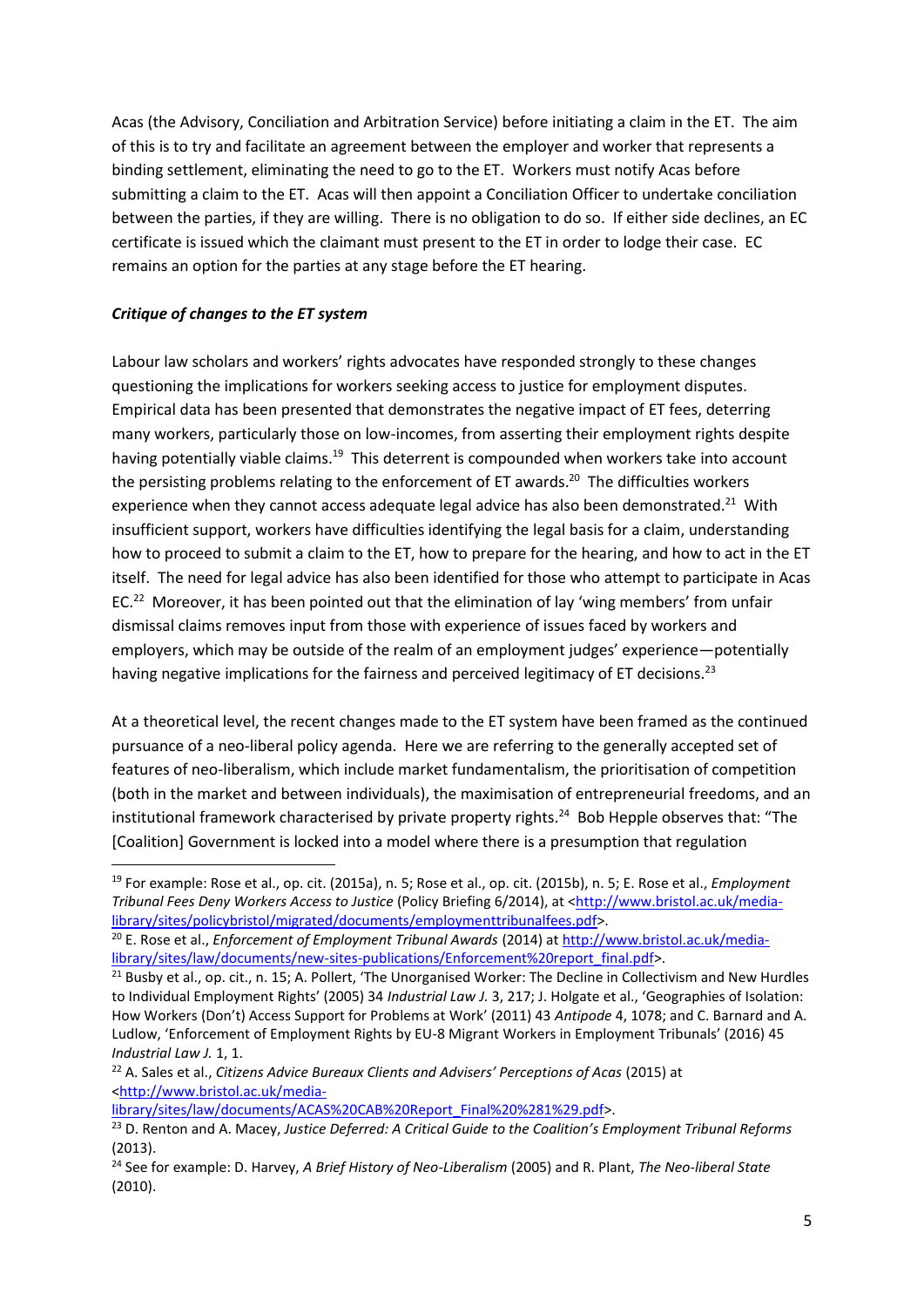Acas (the Advisory, Conciliation and Arbitration Service) before initiating a claim in the ET. The aim of this is to try and facilitate an agreement between the employer and worker that represents a binding settlement, eliminating the need to go to the ET. Workers must notify Acas before submitting a claim to the ET. Acas will then appoint a Conciliation Officer to undertake conciliation between the parties, if they are willing. There is no obligation to do so. If either side declines, an EC certificate is issued which the claimant must present to the ET in order to lodge their case. EC remains an option for the parties at any stage before the ET hearing.

***Critique of changes to the ET system***

Labour law scholars and workers' rights advocates have responded strongly to these changes questioning the implications for workers seeking access to justice for employment disputes. Empirical data has been presented that demonstrates the negative impact of ET fees, deterring many workers, particularly those on low-incomes, from asserting their employment rights despite having potentially viable claims.[19] This deterrent is compounded when workers take into account the persisting problems relating to the enforcement of ET awards.[20] The difficulties workers experience when they cannot access adequate legal advice has also been demonstrated.[21] With insufficient support, workers have difficulties identifying the legal basis for a claim, understanding how to proceed to submit a claim to the ET, how to prepare for the hearing, and how to act in the ET itself. The need for legal advice has also been identified for those who attempt to participate in Acas EC.[22] Moreover, it has been pointed out that the elimination of lay 'wing members' from unfair dismissal claims removes input from those with experience of issues faced by workers and employers, which may be outside of the realm of an employment judges' experience—potentially having negative implications for the fairness and perceived legitimacy of ET decisions.[23]

At a theoretical level, the recent changes made to the ET system have been framed as the continued pursuance of a neo-liberal policy agenda. Here we are referring to the generally accepted set of features of neo-liberalism, which include market fundamentalism, the prioritisation of competition (both in the market and between individuals), the maximisation of entrepreneurial freedoms, and an institutional framework characterised by private property rights.[24] Bob Hepple observes that: "The [Coalition] Government is locked into a model where there is a presumption that regulation

---

[19] For example: Rose et al., op. cit. (2015a), n. 5; Rose et al., op. cit. (2015b), n. 5; E. Rose et al., *Employment Tribunal Fees Deny Workers Access to Justice* (Policy Briefing 6/2014), at <http://www.bristol.ac.uk/media-library/sites/policybristol/migrated/documents/employmenttribunalfees.pdf>.

[20] E. Rose et al., *Enforcement of Employment Tribunal Awards* (2014) at http://www.bristol.ac.uk/media-library/sites/law/documents/new-sites-publications/Enforcement%20report_final.pdf>.

[21] Busby et al., op. cit., n. 15; A. Pollert, 'The Unorganised Worker: The Decline in Collectivism and New Hurdles to Individual Employment Rights' (2005) 34 *Industrial Law J.* 3, 217; J. Holgate et al., 'Geographies of Isolation: How Workers (Don't) Access Support for Problems at Work' (2011) 43 *Antipode* 4, 1078; and C. Barnard and A. Ludlow, 'Enforcement of Employment Rights by EU-8 Migrant Workers in Employment Tribunals' (2016) 45 *Industrial Law J.* 1, 1.

[22] A. Sales et al., *Citizens Advice Bureaux Clients and Advisers' Perceptions of Acas* (2015) at <http://www.bristol.ac.uk/media-library/sites/law/documents/ACAS%20CAB%20Report_Final%20%281%29.pdf>.

[23] D. Renton and A. Macey, *Justice Deferred: A Critical Guide to the Coalition's Employment Tribunal Reforms* (2013).

[24] See for example: D. Harvey, *A Brief History of Neo-Liberalism* (2005) and R. Plant, *The Neo-liberal State* (2010).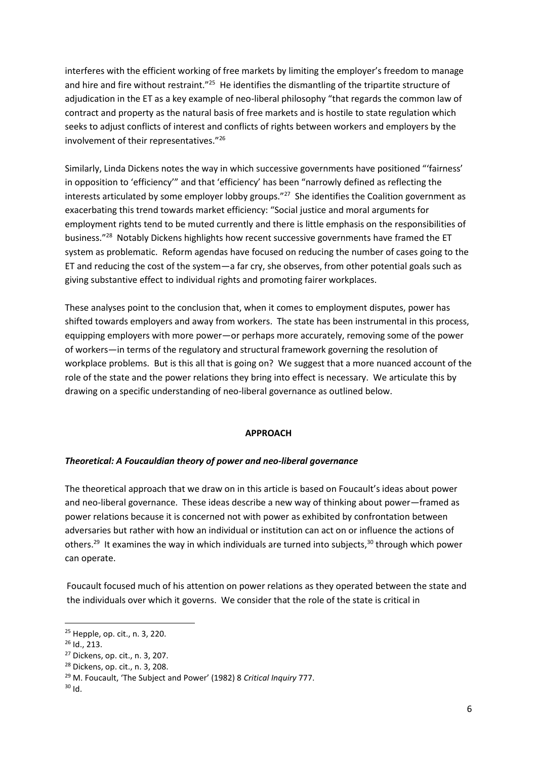interferes with the efficient working of free markets by limiting the employer's freedom to manage and hire and fire without restraint."[25] He identifies the dismantling of the tripartite structure of adjudication in the ET as a key example of neo-liberal philosophy "that regards the common law of contract and property as the natural basis of free markets and is hostile to state regulation which seeks to adjust conflicts of interest and conflicts of rights between workers and employers by the involvement of their representatives."[26]

Similarly, Linda Dickens notes the way in which successive governments have positioned "'fairness' in opposition to 'efficiency'" and that 'efficiency' has been "narrowly defined as reflecting the interests articulated by some employer lobby groups."[27] She identifies the Coalition government as exacerbating this trend towards market efficiency: "Social justice and moral arguments for employment rights tend to be muted currently and there is little emphasis on the responsibilities of business."[28] Notably Dickens highlights how recent successive governments have framed the ET system as problematic. Reform agendas have focused on reducing the number of cases going to the ET and reducing the cost of the system—a far cry, she observes, from other potential goals such as giving substantive effect to individual rights and promoting fairer workplaces.

These analyses point to the conclusion that, when it comes to employment disputes, power has shifted towards employers and away from workers. The state has been instrumental in this process, equipping employers with more power—or perhaps more accurately, removing some of the power of workers—in terms of the regulatory and structural framework governing the resolution of workplace problems. But is this all that is going on? We suggest that a more nuanced account of the role of the state and the power relations they bring into effect is necessary. We articulate this by drawing on a specific understanding of neo-liberal governance as outlined below.

## APPROACH

### *Theoretical: A Foucauldian theory of power and neo-liberal governance*

The theoretical approach that we draw on in this article is based on Foucault's ideas about power and neo-liberal governance. These ideas describe a new way of thinking about power—framed as power relations because it is concerned not with power as exhibited by confrontation between adversaries but rather with how an individual or institution can act on or influence the actions of others.[29] It examines the way in which individuals are turned into subjects,[30] through which power can operate.

Foucault focused much of his attention on power relations as they operated between the state and the individuals over which it governs. We consider that the role of the state is critical in

---

[25] Hepple, op. cit., n. 3, 220.

[26] Id., 213.

[27] Dickens, op. cit., n. 3, 207.

[28] Dickens, op. cit., n. 3, 208.

[29] M. Foucault, 'The Subject and Power' (1982) 8 *Critical Inquiry* 777.

[30] Id.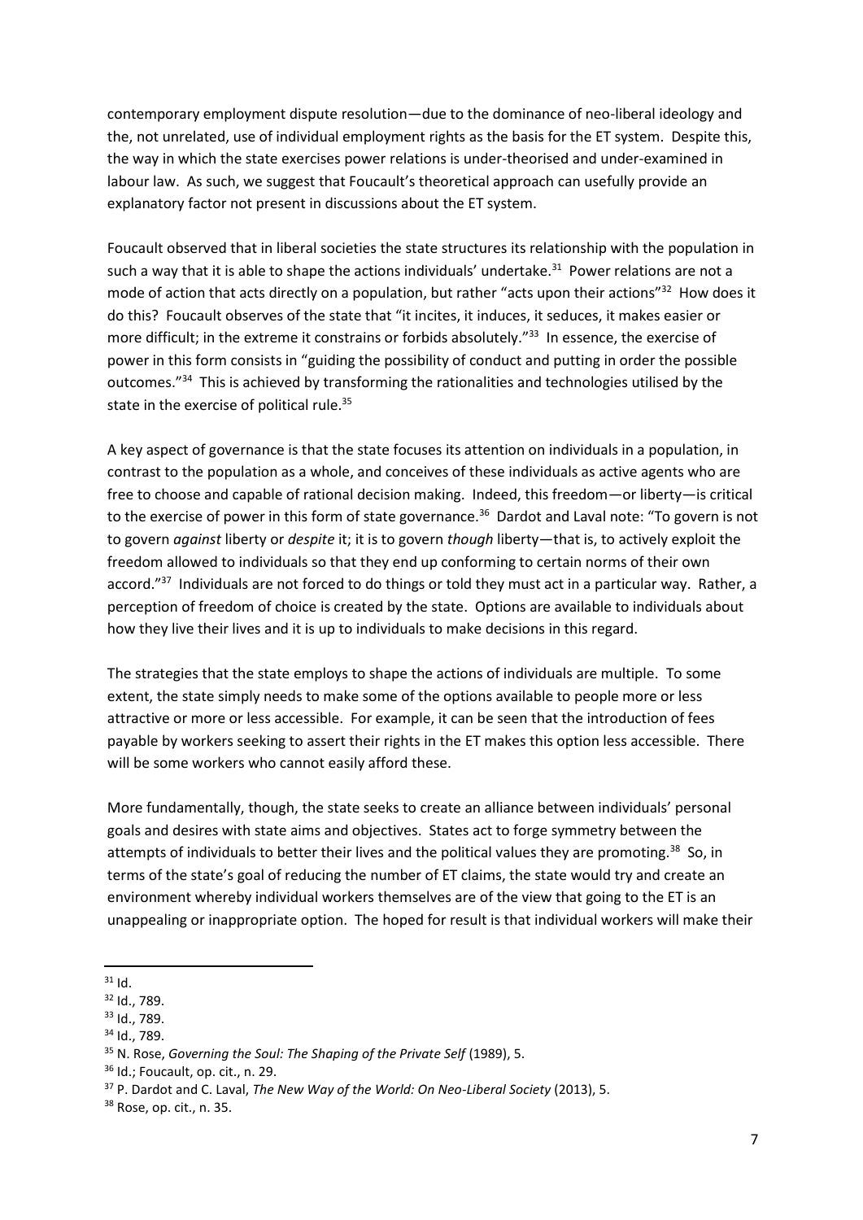contemporary employment dispute resolution—due to the dominance of neo-liberal ideology and the, not unrelated, use of individual employment rights as the basis for the ET system. Despite this, the way in which the state exercises power relations is under-theorised and under-examined in labour law. As such, we suggest that Foucault's theoretical approach can usefully provide an explanatory factor not present in discussions about the ET system.

Foucault observed that in liberal societies the state structures its relationship with the population in such a way that it is able to shape the actions individuals' undertake.[31] Power relations are not a mode of action that acts directly on a population, but rather "acts upon their actions"[32] How does it do this? Foucault observes of the state that "it incites, it induces, it seduces, it makes easier or more difficult; in the extreme it constrains or forbids absolutely."[33] In essence, the exercise of power in this form consists in "guiding the possibility of conduct and putting in order the possible outcomes."[34] This is achieved by transforming the rationalities and technologies utilised by the state in the exercise of political rule.[35]

A key aspect of governance is that the state focuses its attention on individuals in a population, in contrast to the population as a whole, and conceives of these individuals as active agents who are free to choose and capable of rational decision making. Indeed, this freedom—or liberty—is critical to the exercise of power in this form of state governance.[36] Dardot and Laval note: "To govern is not to govern *against* liberty or *despite* it; it is to govern *though* liberty—that is, to actively exploit the freedom allowed to individuals so that they end up conforming to certain norms of their own accord."[37] Individuals are not forced to do things or told they must act in a particular way. Rather, a perception of freedom of choice is created by the state. Options are available to individuals about how they live their lives and it is up to individuals to make decisions in this regard.

The strategies that the state employs to shape the actions of individuals are multiple. To some extent, the state simply needs to make some of the options available to people more or less attractive or more or less accessible. For example, it can be seen that the introduction of fees payable by workers seeking to assert their rights in the ET makes this option less accessible. There will be some workers who cannot easily afford these.

More fundamentally, though, the state seeks to create an alliance between individuals' personal goals and desires with state aims and objectives. States act to forge symmetry between the attempts of individuals to better their lives and the political values they are promoting.[38] So, in terms of the state's goal of reducing the number of ET claims, the state would try and create an environment whereby individual workers themselves are of the view that going to the ET is an unappealing or inappropriate option. The hoped for result is that individual workers will make their

---

[31] Id.

[32] Id., 789.

[33] Id., 789.

[34] Id., 789.

[35] N. Rose, *Governing the Soul: The Shaping of the Private Self* (1989), 5.

[36] Id.; Foucault, op. cit., n. 29.

[37] P. Dardot and C. Laval, *The New Way of the World: On Neo-Liberal Society* (2013), 5.

[38] Rose, op. cit., n. 35.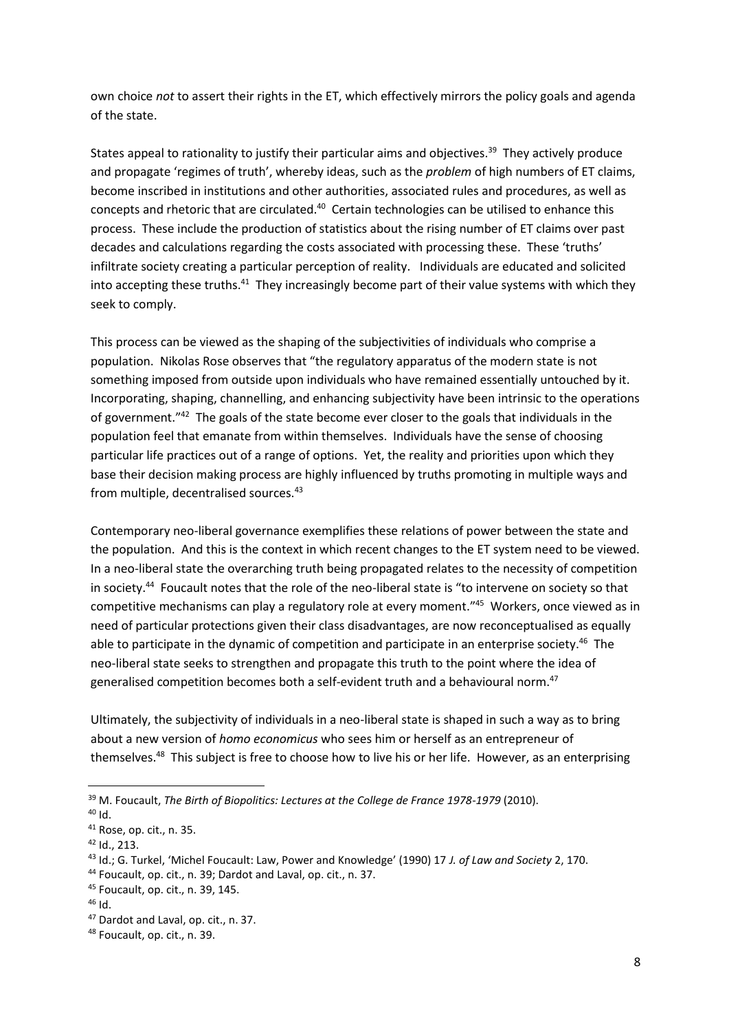own choice *not* to assert their rights in the ET, which effectively mirrors the policy goals and agenda of the state.

States appeal to rationality to justify their particular aims and objectives.[39] They actively produce and propagate 'regimes of truth', whereby ideas, such as the *problem* of high numbers of ET claims, become inscribed in institutions and other authorities, associated rules and procedures, as well as concepts and rhetoric that are circulated.[40] Certain technologies can be utilised to enhance this process. These include the production of statistics about the rising number of ET claims over past decades and calculations regarding the costs associated with processing these. These 'truths' infiltrate society creating a particular perception of reality. Individuals are educated and solicited into accepting these truths.[41] They increasingly become part of their value systems with which they seek to comply.

This process can be viewed as the shaping of the subjectivities of individuals who comprise a population. Nikolas Rose observes that "the regulatory apparatus of the modern state is not something imposed from outside upon individuals who have remained essentially untouched by it. Incorporating, shaping, channelling, and enhancing subjectivity have been intrinsic to the operations of government."[42] The goals of the state become ever closer to the goals that individuals in the population feel that emanate from within themselves. Individuals have the sense of choosing particular life practices out of a range of options. Yet, the reality and priorities upon which they base their decision making process are highly influenced by truths promoting in multiple ways and from multiple, decentralised sources.[43]

Contemporary neo-liberal governance exemplifies these relations of power between the state and the population. And this is the context in which recent changes to the ET system need to be viewed. In a neo-liberal state the overarching truth being propagated relates to the necessity of competition in society.[44] Foucault notes that the role of the neo-liberal state is "to intervene on society so that competitive mechanisms can play a regulatory role at every moment."[45] Workers, once viewed as in need of particular protections given their class disadvantages, are now reconceptualised as equally able to participate in the dynamic of competition and participate in an enterprise society.[46] The neo-liberal state seeks to strengthen and propagate this truth to the point where the idea of generalised competition becomes both a self-evident truth and a behavioural norm.[47]

Ultimately, the subjectivity of individuals in a neo-liberal state is shaped in such a way as to bring about a new version of *homo economicus* who sees him or herself as an entrepreneur of themselves.[48] This subject is free to choose how to live his or her life. However, as an enterprising

---

[39] M. Foucault, *The Birth of Biopolitics: Lectures at the College de France 1978-1979* (2010).

[40] Id.

[41] Rose, op. cit., n. 35.

[42] Id., 213.

[43] Id.; G. Turkel, 'Michel Foucault: Law, Power and Knowledge' (1990) 17 *J. of Law and Society* 2, 170.

[44] Foucault, op. cit., n. 39; Dardot and Laval, op. cit., n. 37.

[45] Foucault, op. cit., n. 39, 145.

[46] Id.

[47] Dardot and Laval, op. cit., n. 37.

[48] Foucault, op. cit., n. 39.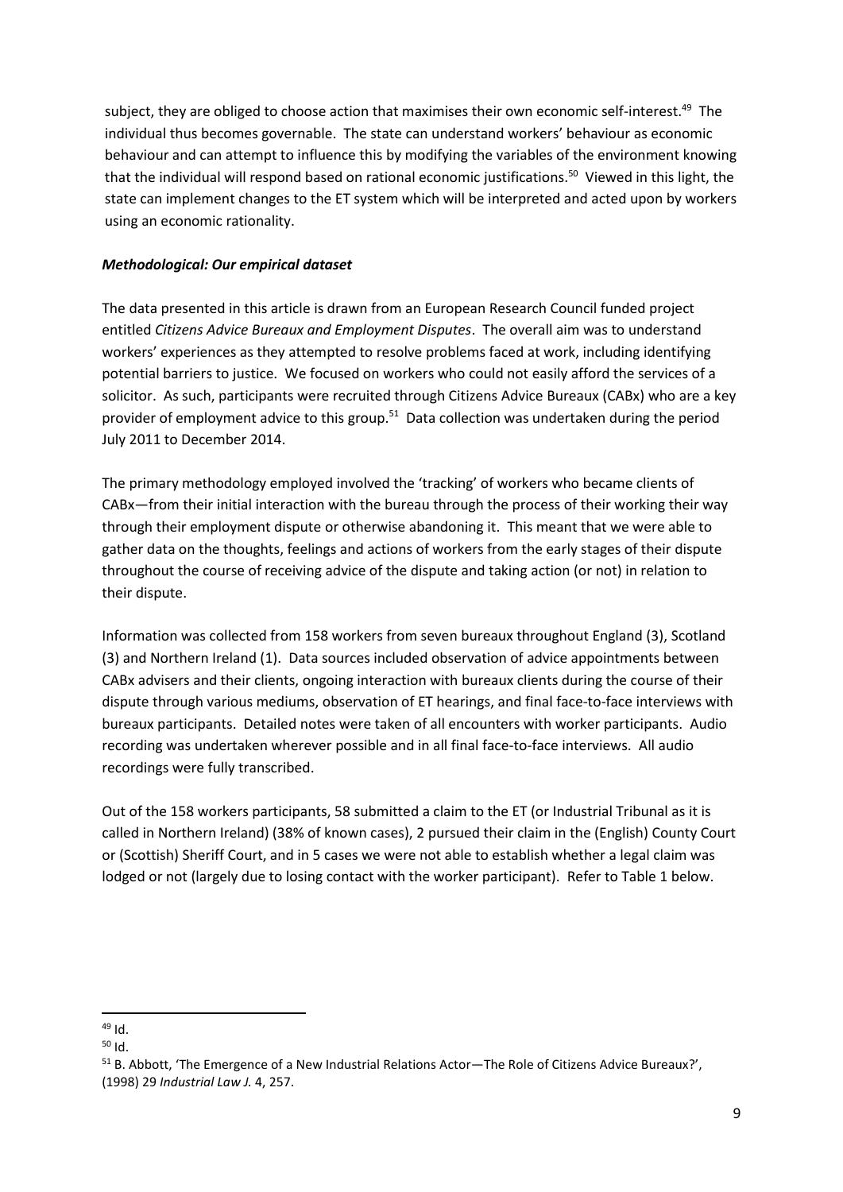subject, they are obliged to choose action that maximises their own economic self-interest.[49] The individual thus becomes governable. The state can understand workers' behaviour as economic behaviour and can attempt to influence this by modifying the variables of the environment knowing that the individual will respond based on rational economic justifications.[50] Viewed in this light, the state can implement changes to the ET system which will be interpreted and acted upon by workers using an economic rationality.

***Methodological: Our empirical dataset***

The data presented in this article is drawn from an European Research Council funded project entitled *Citizens Advice Bureaux and Employment Disputes*. The overall aim was to understand workers' experiences as they attempted to resolve problems faced at work, including identifying potential barriers to justice. We focused on workers who could not easily afford the services of a solicitor. As such, participants were recruited through Citizens Advice Bureaux (CABx) who are a key provider of employment advice to this group.[51] Data collection was undertaken during the period July 2011 to December 2014.

The primary methodology employed involved the 'tracking' of workers who became clients of CABx—from their initial interaction with the bureau through the process of their working their way through their employment dispute or otherwise abandoning it. This meant that we were able to gather data on the thoughts, feelings and actions of workers from the early stages of their dispute throughout the course of receiving advice of the dispute and taking action (or not) in relation to their dispute.

Information was collected from 158 workers from seven bureaux throughout England (3), Scotland (3) and Northern Ireland (1). Data sources included observation of advice appointments between CABx advisers and their clients, ongoing interaction with bureaux clients during the course of their dispute through various mediums, observation of ET hearings, and final face-to-face interviews with bureaux participants. Detailed notes were taken of all encounters with worker participants. Audio recording was undertaken wherever possible and in all final face-to-face interviews. All audio recordings were fully transcribed.

Out of the 158 workers participants, 58 submitted a claim to the ET (or Industrial Tribunal as it is called in Northern Ireland) (38% of known cases), 2 pursued their claim in the (English) County Court or (Scottish) Sheriff Court, and in 5 cases we were not able to establish whether a legal claim was lodged or not (largely due to losing contact with the worker participant). Refer to Table 1 below.

---

[49] Id.

[50] Id.

[51] B. Abbott, 'The Emergence of a New Industrial Relations Actor—The Role of Citizens Advice Bureaux?', (1998) 29 *Industrial Law J.* 4, 257.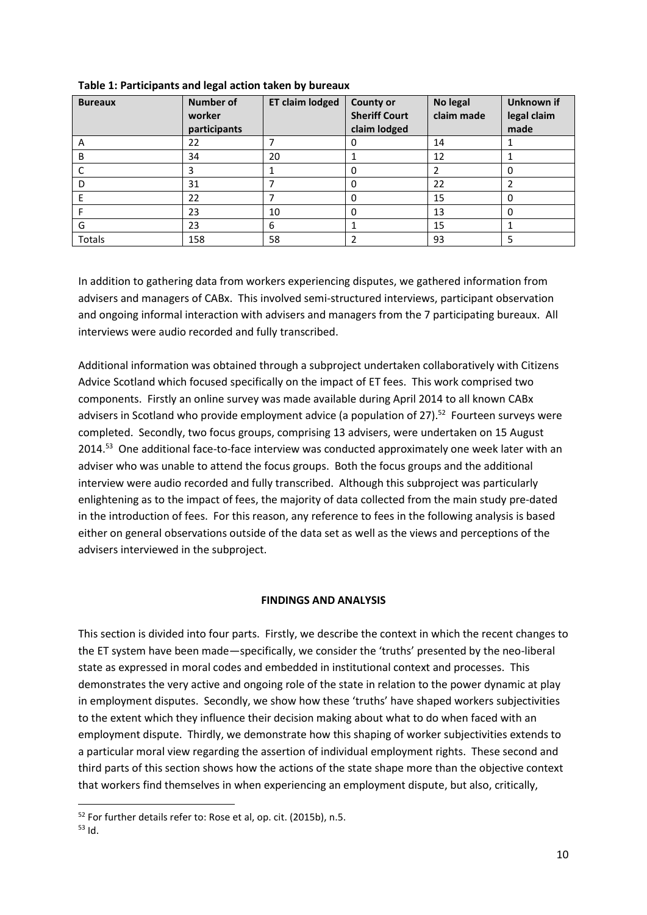**Table 1: Participants and legal action taken by bureaux**

| Bureaux | Number of worker participants | ET claim lodged | County or Sheriff Court claim lodged | No legal claim made | Unknown if legal claim made |
|---|---|---|---|---|---|
| A | 22 | 7 | 0 | 14 | 1 |
| B | 34 | 20 | 1 | 12 | 1 |
| C | 3 | 1 | 0 | 2 | 0 |
| D | 31 | 7 | 0 | 22 | 2 |
| E | 22 | 7 | 0 | 15 | 0 |
| F | 23 | 10 | 0 | 13 | 0 |
| G | 23 | 6 | 1 | 15 | 1 |
| Totals | 158 | 58 | 2 | 93 | 5 |

In addition to gathering data from workers experiencing disputes, we gathered information from advisers and managers of CABx. This involved semi-structured interviews, participant observation and ongoing informal interaction with advisers and managers from the 7 participating bureaux. All interviews were audio recorded and fully transcribed.

Additional information was obtained through a subproject undertaken collaboratively with Citizens Advice Scotland which focused specifically on the impact of ET fees. This work comprised two components. Firstly an online survey was made available during April 2014 to all known CABx advisers in Scotland who provide employment advice (a population of 27).[52] Fourteen surveys were completed. Secondly, two focus groups, comprising 13 advisers, were undertaken on 15 August 2014.[53] One additional face-to-face interview was conducted approximately one week later with an adviser who was unable to attend the focus groups. Both the focus groups and the additional interview were audio recorded and fully transcribed. Although this subproject was particularly enlightening as to the impact of fees, the majority of data collected from the main study pre-dated in the introduction of fees. For this reason, any reference to fees in the following analysis is based either on general observations outside of the data set as well as the views and perceptions of the advisers interviewed in the subproject.

## FINDINGS AND ANALYSIS

This section is divided into four parts. Firstly, we describe the context in which the recent changes to the ET system have been made—specifically, we consider the 'truths' presented by the neo-liberal state as expressed in moral codes and embedded in institutional context and processes. This demonstrates the very active and ongoing role of the state in relation to the power dynamic at play in employment disputes. Secondly, we show how these 'truths' have shaped workers subjectivities to the extent which they influence their decision making about what to do when faced with an employment dispute. Thirdly, we demonstrate how this shaping of worker subjectivities extends to a particular moral view regarding the assertion of individual employment rights. These second and third parts of this section shows how the actions of the state shape more than the objective context that workers find themselves in when experiencing an employment dispute, but also, critically,

[52] For further details refer to: Rose et al, op. cit. (2015b), n.5.

[53] Id.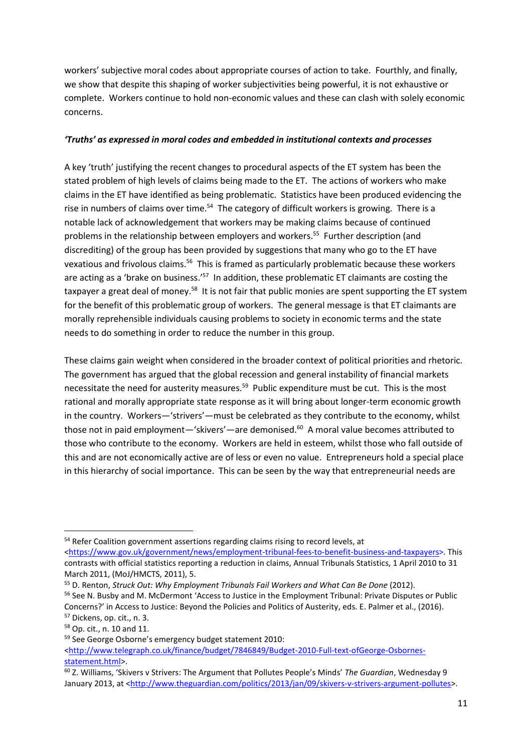workers' subjective moral codes about appropriate courses of action to take. Fourthly, and finally, we show that despite this shaping of worker subjectivities being powerful, it is not exhaustive or complete. Workers continue to hold non-economic values and these can clash with solely economic concerns.

### *'Truths' as expressed in moral codes and embedded in institutional contexts and processes*

A key 'truth' justifying the recent changes to procedural aspects of the ET system has been the stated problem of high levels of claims being made to the ET. The actions of workers who make claims in the ET have identified as being problematic. Statistics have been produced evidencing the rise in numbers of claims over time.[54] The category of difficult workers is growing. There is a notable lack of acknowledgement that workers may be making claims because of continued problems in the relationship between employers and workers.[55] Further description (and discrediting) of the group has been provided by suggestions that many who go to the ET have vexatious and frivolous claims.[56] This is framed as particularly problematic because these workers are acting as a 'brake on business.'[57] In addition, these problematic ET claimants are costing the taxpayer a great deal of money.[58] It is not fair that public monies are spent supporting the ET system for the benefit of this problematic group of workers. The general message is that ET claimants are morally reprehensible individuals causing problems to society in economic terms and the state needs to do something in order to reduce the number in this group.

These claims gain weight when considered in the broader context of political priorities and rhetoric. The government has argued that the global recession and general instability of financial markets necessitate the need for austerity measures.[59] Public expenditure must be cut. This is the most rational and morally appropriate state response as it will bring about longer-term economic growth in the country. Workers—'strivers'—must be celebrated as they contribute to the economy, whilst those not in paid employment—'skivers'—are demonised.[60] A moral value becomes attributed to those who contribute to the economy. Workers are held in esteem, whilst those who fall outside of this and are not economically active are of less or even no value. Entrepreneurs hold a special place in this hierarchy of social importance. This can be seen by the way that entrepreneurial needs are

---

[54] Refer Coalition government assertions regarding claims rising to record levels, at <https://www.gov.uk/government/news/employment-tribunal-fees-to-benefit-business-and-taxpayers>. This contrasts with official statistics reporting a reduction in claims, Annual Tribunals Statistics, 1 April 2010 to 31 March 2011, (MoJ/HMCTS, 2011), 5.

[55] D. Renton, *Struck Out: Why Employment Tribunals Fail Workers and What Can Be Done* (2012).

[56] See N. Busby and M. McDermont 'Access to Justice in the Employment Tribunal: Private Disputes or Public Concerns?' in Access to Justice: Beyond the Policies and Politics of Austerity, eds. E. Palmer et al., (2016).

[57] Dickens, op. cit., n. 3.

[58] Op. cit., n. 10 and 11.

[59] See George Osborne's emergency budget statement 2010: <http://www.telegraph.co.uk/finance/budget/7846849/Budget-2010-Full-text-ofGeorge-Osbornes-statement.html>.

[60] Z. Williams, 'Skivers v Strivers: The Argument that Pollutes People's Minds' *The Guardian*, Wednesday 9 January 2013, at <http://www.theguardian.com/politics/2013/jan/09/skivers-v-strivers-argument-pollutes>.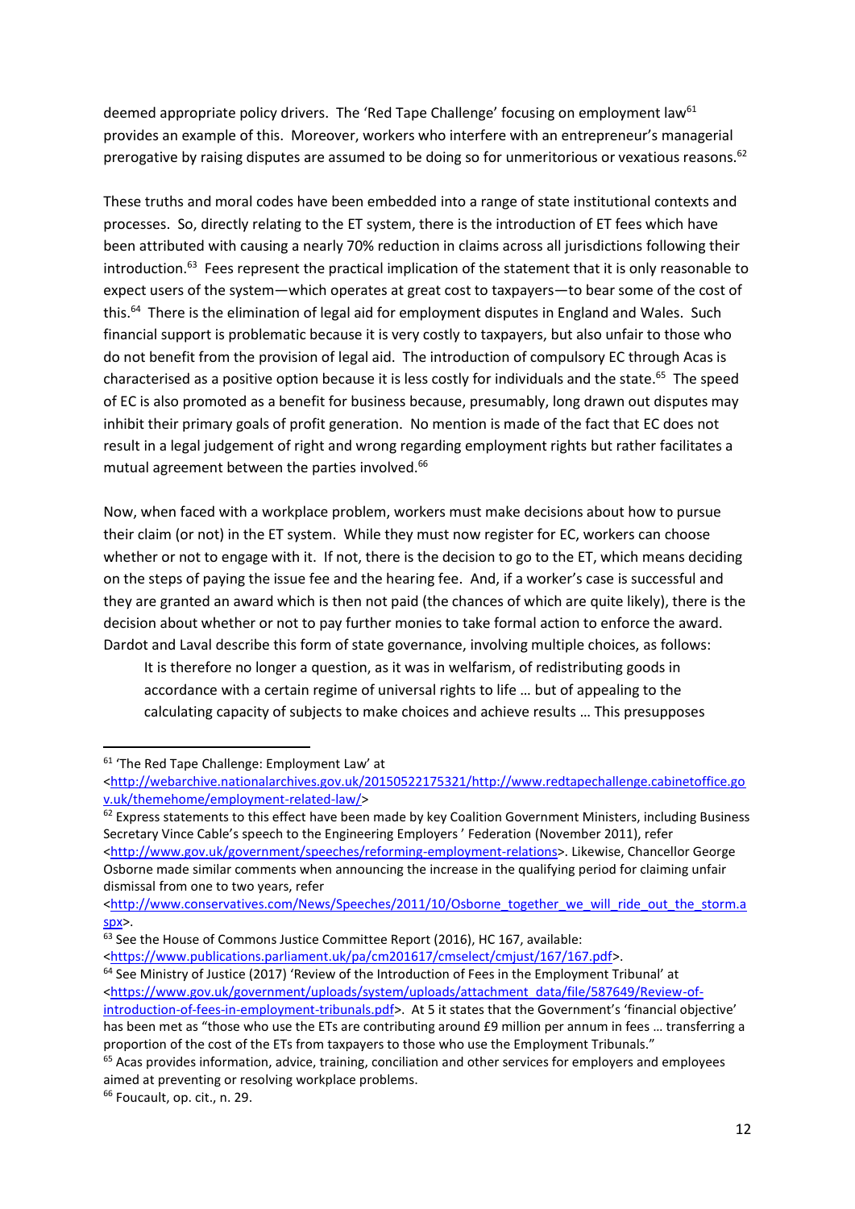deemed appropriate policy drivers. The 'Red Tape Challenge' focusing on employment law[61] provides an example of this. Moreover, workers who interfere with an entrepreneur's managerial prerogative by raising disputes are assumed to be doing so for unmeritorious or vexatious reasons.[62]

These truths and moral codes have been embedded into a range of state institutional contexts and processes. So, directly relating to the ET system, there is the introduction of ET fees which have been attributed with causing a nearly 70% reduction in claims across all jurisdictions following their introduction.[63] Fees represent the practical implication of the statement that it is only reasonable to expect users of the system—which operates at great cost to taxpayers—to bear some of the cost of this.[64] There is the elimination of legal aid for employment disputes in England and Wales. Such financial support is problematic because it is very costly to taxpayers, but also unfair to those who do not benefit from the provision of legal aid. The introduction of compulsory EC through Acas is characterised as a positive option because it is less costly for individuals and the state.[65] The speed of EC is also promoted as a benefit for business because, presumably, long drawn out disputes may inhibit their primary goals of profit generation. No mention is made of the fact that EC does not result in a legal judgement of right and wrong regarding employment rights but rather facilitates a mutual agreement between the parties involved.[66]

Now, when faced with a workplace problem, workers must make decisions about how to pursue their claim (or not) in the ET system. While they must now register for EC, workers can choose whether or not to engage with it. If not, there is the decision to go to the ET, which means deciding on the steps of paying the issue fee and the hearing fee. And, if a worker's case is successful and they are granted an award which is then not paid (the chances of which are quite likely), there is the decision about whether or not to pay further monies to take formal action to enforce the award. Dardot and Laval describe this form of state governance, involving multiple choices, as follows:

> It is therefore no longer a question, as it was in welfarism, of redistributing goods in accordance with a certain regime of universal rights to life … but of appealing to the calculating capacity of subjects to make choices and achieve results … This presupposes

---

[61] 'The Red Tape Challenge: Employment Law' at <http://webarchive.nationalarchives.gov.uk/20150522175321/http://www.redtapechallenge.cabinetoffice.gov.uk/themehome/employment-related-law/>

[62] Express statements to this effect have been made by key Coalition Government Ministers, including Business Secretary Vince Cable's speech to the Engineering Employers ' Federation (November 2011), refer <http://www.gov.uk/government/speeches/reforming-employment-relations>. Likewise, Chancellor George Osborne made similar comments when announcing the increase in the qualifying period for claiming unfair dismissal from one to two years, refer <http://www.conservatives.com/News/Speeches/2011/10/Osborne_together_we_will_ride_out_the_storm.aspx>.

[63] See the House of Commons Justice Committee Report (2016), HC 167, available: <https://www.publications.parliament.uk/pa/cm201617/cmselect/cmjust/167/167.pdf>.

[64] See Ministry of Justice (2017) 'Review of the Introduction of Fees in the Employment Tribunal' at <https://www.gov.uk/government/uploads/system/uploads/attachment_data/file/587649/Review-of-introduction-of-fees-in-employment-tribunals.pdf>. At 5 it states that the Government's 'financial objective' has been met as "those who use the ETs are contributing around £9 million per annum in fees … transferring a proportion of the cost of the ETs from taxpayers to those who use the Employment Tribunals."

[65] Acas provides information, advice, training, conciliation and other services for employers and employees aimed at preventing or resolving workplace problems.

[66] Foucault, op. cit., n. 29.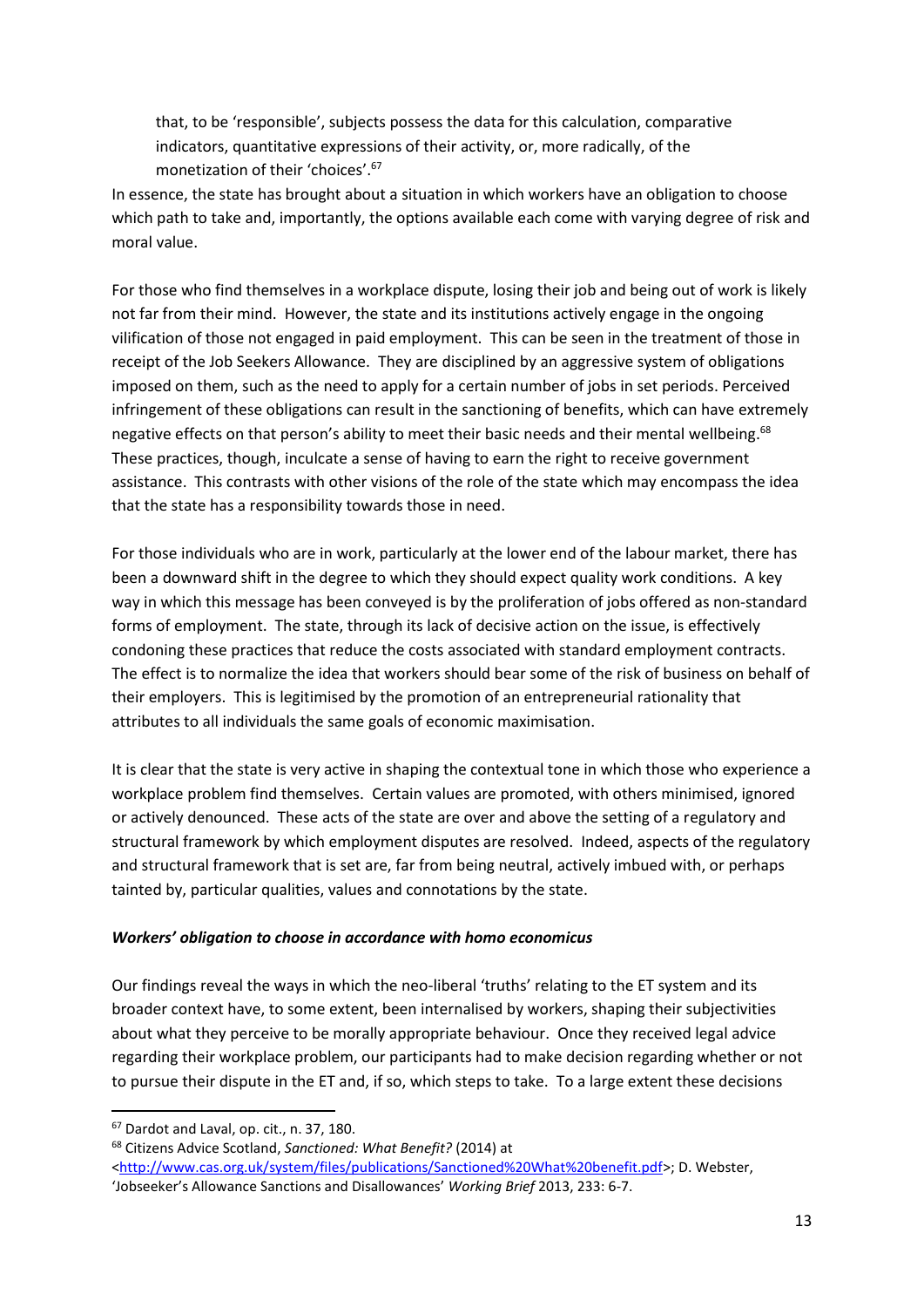> that, to be 'responsible', subjects possess the data for this calculation, comparative indicators, quantitative expressions of their activity, or, more radically, of the monetization of their 'choices'.[67]

In essence, the state has brought about a situation in which workers have an obligation to choose which path to take and, importantly, the options available each come with varying degree of risk and moral value.

For those who find themselves in a workplace dispute, losing their job and being out of work is likely not far from their mind. However, the state and its institutions actively engage in the ongoing vilification of those not engaged in paid employment. This can be seen in the treatment of those in receipt of the Job Seekers Allowance. They are disciplined by an aggressive system of obligations imposed on them, such as the need to apply for a certain number of jobs in set periods. Perceived infringement of these obligations can result in the sanctioning of benefits, which can have extremely negative effects on that person's ability to meet their basic needs and their mental wellbeing.[68] These practices, though, inculcate a sense of having to earn the right to receive government assistance. This contrasts with other visions of the role of the state which may encompass the idea that the state has a responsibility towards those in need.

For those individuals who are in work, particularly at the lower end of the labour market, there has been a downward shift in the degree to which they should expect quality work conditions. A key way in which this message has been conveyed is by the proliferation of jobs offered as non-standard forms of employment. The state, through its lack of decisive action on the issue, is effectively condoning these practices that reduce the costs associated with standard employment contracts. The effect is to normalize the idea that workers should bear some of the risk of business on behalf of their employers. This is legitimised by the promotion of an entrepreneurial rationality that attributes to all individuals the same goals of economic maximisation.

It is clear that the state is very active in shaping the contextual tone in which those who experience a workplace problem find themselves. Certain values are promoted, with others minimised, ignored or actively denounced. These acts of the state are over and above the setting of a regulatory and structural framework by which employment disputes are resolved. Indeed, aspects of the regulatory and structural framework that is set are, far from being neutral, actively imbued with, or perhaps tainted by, particular qualities, values and connotations by the state.

***Workers' obligation to choose in accordance with homo economicus***

Our findings reveal the ways in which the neo-liberal 'truths' relating to the ET system and its broader context have, to some extent, been internalised by workers, shaping their subjectivities about what they perceive to be morally appropriate behaviour. Once they received legal advice regarding their workplace problem, our participants had to make decision regarding whether or not to pursue their dispute in the ET and, if so, which steps to take. To a large extent these decisions

---

[67] Dardot and Laval, op. cit., n. 37, 180.

[68] Citizens Advice Scotland, *Sanctioned: What Benefit?* (2014) at <http://www.cas.org.uk/system/files/publications/Sanctioned%20What%20benefit.pdf>; D. Webster, 'Jobseeker's Allowance Sanctions and Disallowances' *Working Brief* 2013, 233: 6-7.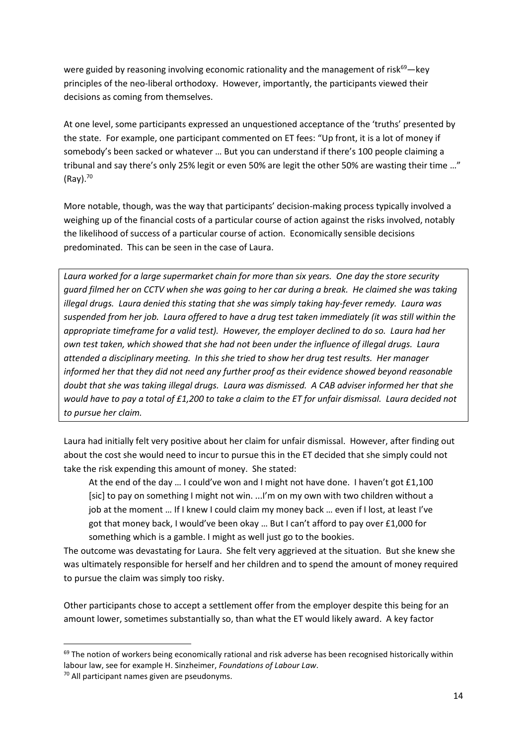were guided by reasoning involving economic rationality and the management of risk[69]—key principles of the neo-liberal orthodoxy. However, importantly, the participants viewed their decisions as coming from themselves.

At one level, some participants expressed an unquestioned acceptance of the 'truths' presented by the state. For example, one participant commented on ET fees: "Up front, it is a lot of money if somebody's been sacked or whatever … But you can understand if there's 100 people claiming a tribunal and say there's only 25% legit or even 50% are legit the other 50% are wasting their time …" (Ray).[70]

More notable, though, was the way that participants' decision-making process typically involved a weighing up of the financial costs of a particular course of action against the risks involved, notably the likelihood of success of a particular course of action. Economically sensible decisions predominated. This can be seen in the case of Laura.

> *Laura worked for a large supermarket chain for more than six years. One day the store security guard filmed her on CCTV when she was going to her car during a break. He claimed she was taking illegal drugs. Laura denied this stating that she was simply taking hay-fever remedy. Laura was suspended from her job. Laura offered to have a drug test taken immediately (it was still within the appropriate timeframe for a valid test). However, the employer declined to do so. Laura had her own test taken, which showed that she had not been under the influence of illegal drugs. Laura attended a disciplinary meeting. In this she tried to show her drug test results. Her manager informed her that they did not need any further proof as their evidence showed beyond reasonable doubt that she was taking illegal drugs. Laura was dismissed. A CAB adviser informed her that she would have to pay a total of £1,200 to take a claim to the ET for unfair dismissal. Laura decided not to pursue her claim.*

Laura had initially felt very positive about her claim for unfair dismissal. However, after finding out about the cost she would need to incur to pursue this in the ET decided that she simply could not take the risk expending this amount of money. She stated:

> At the end of the day … I could've won and I might not have done. I haven't got £1,100 [sic] to pay on something I might not win. ...I'm on my own with two children without a job at the moment … If I knew I could claim my money back … even if I lost, at least I've got that money back, I would've been okay … But I can't afford to pay over £1,000 for something which is a gamble. I might as well just go to the bookies.

The outcome was devastating for Laura. She felt very aggrieved at the situation. But she knew she was ultimately responsible for herself and her children and to spend the amount of money required to pursue the claim was simply too risky.

Other participants chose to accept a settlement offer from the employer despite this being for an amount lower, sometimes substantially so, than what the ET would likely award. A key factor

---

[69] The notion of workers being economically rational and risk adverse has been recognised historically within labour law, see for example H. Sinzheimer, *Foundations of Labour Law*.

[70] All participant names given are pseudonyms.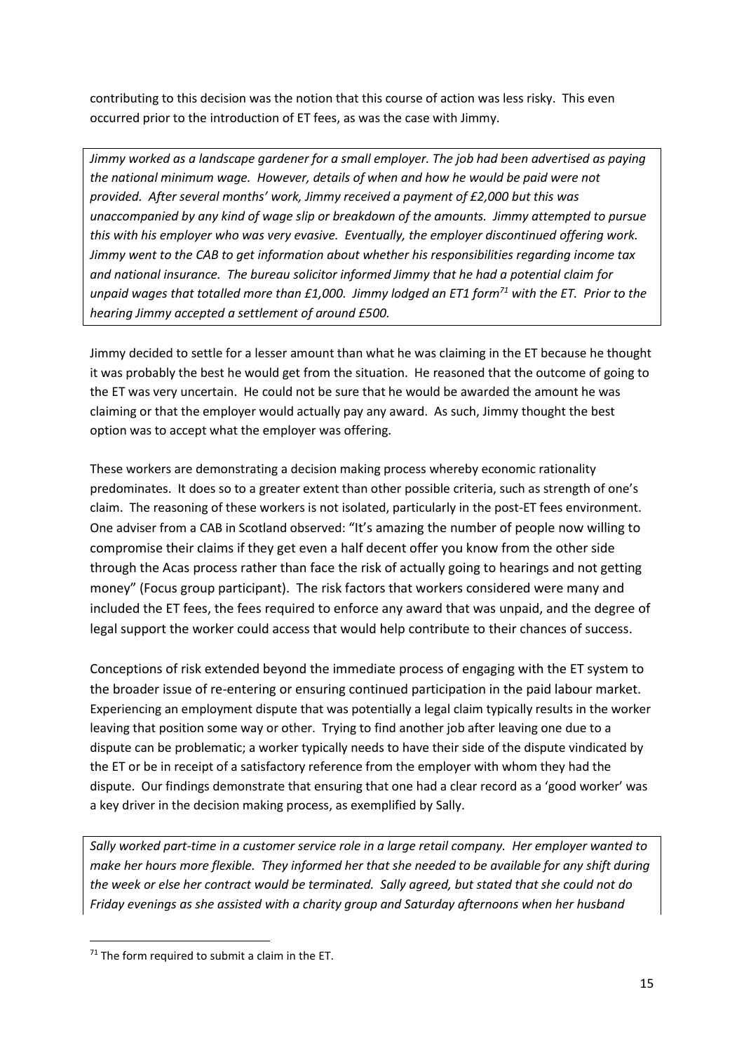contributing to this decision was the notion that this course of action was less risky. This even occurred prior to the introduction of ET fees, as was the case with Jimmy.

*Jimmy worked as a landscape gardener for a small employer. The job had been advertised as paying the national minimum wage. However, details of when and how he would be paid were not provided. After several months' work, Jimmy received a payment of £2,000 but this was unaccompanied by any kind of wage slip or breakdown of the amounts. Jimmy attempted to pursue this with his employer who was very evasive. Eventually, the employer discontinued offering work. Jimmy went to the CAB to get information about whether his responsibilities regarding income tax and national insurance. The bureau solicitor informed Jimmy that he had a potential claim for unpaid wages that totalled more than £1,000. Jimmy lodged an ET1 form[71] with the ET. Prior to the hearing Jimmy accepted a settlement of around £500.*

Jimmy decided to settle for a lesser amount than what he was claiming in the ET because he thought it was probably the best he would get from the situation. He reasoned that the outcome of going to the ET was very uncertain. He could not be sure that he would be awarded the amount he was claiming or that the employer would actually pay any award. As such, Jimmy thought the best option was to accept what the employer was offering.

These workers are demonstrating a decision making process whereby economic rationality predominates. It does so to a greater extent than other possible criteria, such as strength of one's claim. The reasoning of these workers is not isolated, particularly in the post-ET fees environment. One adviser from a CAB in Scotland observed: "It's amazing the number of people now willing to compromise their claims if they get even a half decent offer you know from the other side through the Acas process rather than face the risk of actually going to hearings and not getting money" (Focus group participant). The risk factors that workers considered were many and included the ET fees, the fees required to enforce any award that was unpaid, and the degree of legal support the worker could access that would help contribute to their chances of success.

Conceptions of risk extended beyond the immediate process of engaging with the ET system to the broader issue of re-entering or ensuring continued participation in the paid labour market. Experiencing an employment dispute that was potentially a legal claim typically results in the worker leaving that position some way or other. Trying to find another job after leaving one due to a dispute can be problematic; a worker typically needs to have their side of the dispute vindicated by the ET or be in receipt of a satisfactory reference from the employer with whom they had the dispute. Our findings demonstrate that ensuring that one had a clear record as a 'good worker' was a key driver in the decision making process, as exemplified by Sally.

*Sally worked part-time in a customer service role in a large retail company. Her employer wanted to make her hours more flexible. They informed her that she needed to be available for any shift during the week or else her contract would be terminated. Sally agreed, but stated that she could not do Friday evenings as she assisted with a charity group and Saturday afternoons when her husband*

[71] The form required to submit a claim in the ET.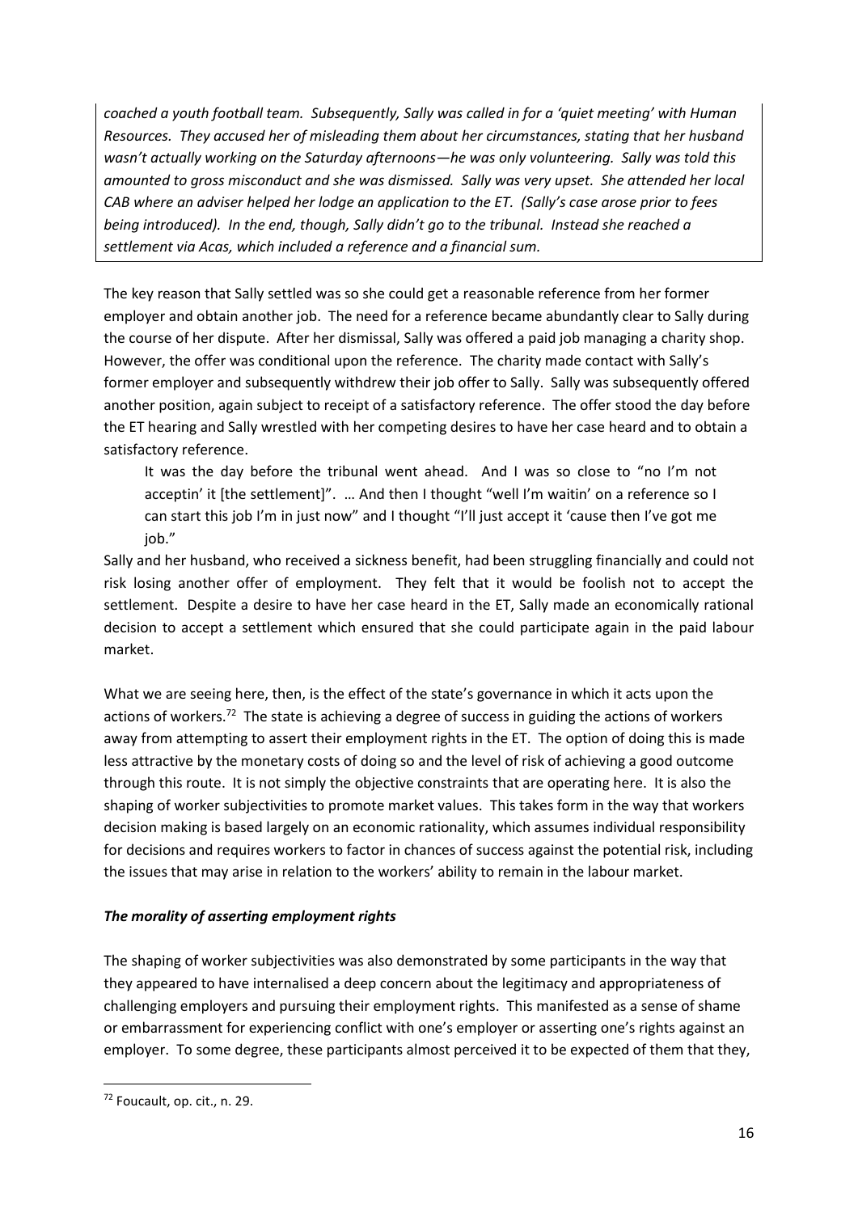*coached a youth football team. Subsequently, Sally was called in for a 'quiet meeting' with Human Resources. They accused her of misleading them about her circumstances, stating that her husband wasn't actually working on the Saturday afternoons—he was only volunteering. Sally was told this amounted to gross misconduct and she was dismissed. Sally was very upset. She attended her local CAB where an adviser helped her lodge an application to the ET. (Sally's case arose prior to fees being introduced). In the end, though, Sally didn't go to the tribunal. Instead she reached a settlement via Acas, which included a reference and a financial sum.*

The key reason that Sally settled was so she could get a reasonable reference from her former employer and obtain another job. The need for a reference became abundantly clear to Sally during the course of her dispute. After her dismissal, Sally was offered a paid job managing a charity shop. However, the offer was conditional upon the reference. The charity made contact with Sally's former employer and subsequently withdrew their job offer to Sally. Sally was subsequently offered another position, again subject to receipt of a satisfactory reference. The offer stood the day before the ET hearing and Sally wrestled with her competing desires to have her case heard and to obtain a satisfactory reference.

> It was the day before the tribunal went ahead. And I was so close to "no I'm not acceptin' it [the settlement]". … And then I thought "well I'm waitin' on a reference so I can start this job I'm in just now" and I thought "I'll just accept it 'cause then I've got me job."

Sally and her husband, who received a sickness benefit, had been struggling financially and could not risk losing another offer of employment. They felt that it would be foolish not to accept the settlement. Despite a desire to have her case heard in the ET, Sally made an economically rational decision to accept a settlement which ensured that she could participate again in the paid labour market.

What we are seeing here, then, is the effect of the state's governance in which it acts upon the actions of workers.[72] The state is achieving a degree of success in guiding the actions of workers away from attempting to assert their employment rights in the ET. The option of doing this is made less attractive by the monetary costs of doing so and the level of risk of achieving a good outcome through this route. It is not simply the objective constraints that are operating here. It is also the shaping of worker subjectivities to promote market values. This takes form in the way that workers decision making is based largely on an economic rationality, which assumes individual responsibility for decisions and requires workers to factor in chances of success against the potential risk, including the issues that may arise in relation to the workers' ability to remain in the labour market.

### *The morality of asserting employment rights*

The shaping of worker subjectivities was also demonstrated by some participants in the way that they appeared to have internalised a deep concern about the legitimacy and appropriateness of challenging employers and pursuing their employment rights. This manifested as a sense of shame or embarrassment for experiencing conflict with one's employer or asserting one's rights against an employer. To some degree, these participants almost perceived it to be expected of them that they,

[72] Foucault, op. cit., n. 29.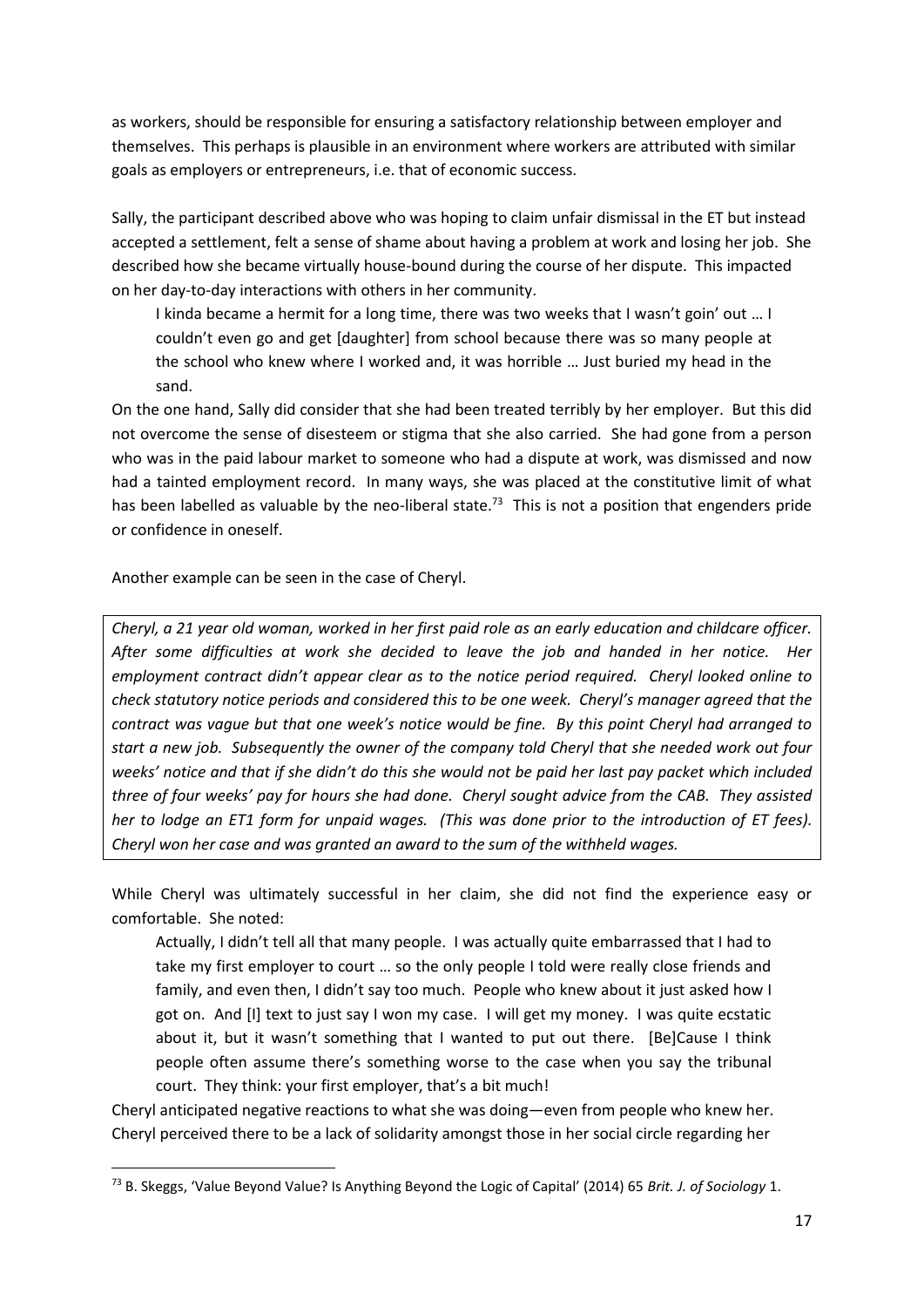as workers, should be responsible for ensuring a satisfactory relationship between employer and themselves. This perhaps is plausible in an environment where workers are attributed with similar goals as employers or entrepreneurs, i.e. that of economic success.

Sally, the participant described above who was hoping to claim unfair dismissal in the ET but instead accepted a settlement, felt a sense of shame about having a problem at work and losing her job. She described how she became virtually house-bound during the course of her dispute. This impacted on her day-to-day interactions with others in her community.

> I kinda became a hermit for a long time, there was two weeks that I wasn't goin' out … I couldn't even go and get [daughter] from school because there was so many people at the school who knew where I worked and, it was horrible … Just buried my head in the sand.

On the one hand, Sally did consider that she had been treated terribly by her employer. But this did not overcome the sense of disesteem or stigma that she also carried. She had gone from a person who was in the paid labour market to someone who had a dispute at work, was dismissed and now had a tainted employment record. In many ways, she was placed at the constitutive limit of what has been labelled as valuable by the neo-liberal state.[73] This is not a position that engenders pride or confidence in oneself.

Another example can be seen in the case of Cheryl.

*Cheryl, a 21 year old woman, worked in her first paid role as an early education and childcare officer. After some difficulties at work she decided to leave the job and handed in her notice. Her employment contract didn't appear clear as to the notice period required. Cheryl looked online to check statutory notice periods and considered this to be one week. Cheryl's manager agreed that the contract was vague but that one week's notice would be fine. By this point Cheryl had arranged to start a new job. Subsequently the owner of the company told Cheryl that she needed work out four weeks' notice and that if she didn't do this she would not be paid her last pay packet which included three of four weeks' pay for hours she had done. Cheryl sought advice from the CAB. They assisted her to lodge an ET1 form for unpaid wages. (This was done prior to the introduction of ET fees). Cheryl won her case and was granted an award to the sum of the withheld wages.*

While Cheryl was ultimately successful in her claim, she did not find the experience easy or comfortable. She noted:

> Actually, I didn't tell all that many people. I was actually quite embarrassed that I had to take my first employer to court … so the only people I told were really close friends and family, and even then, I didn't say too much. People who knew about it just asked how I got on. And [I] text to just say I won my case. I will get my money. I was quite ecstatic about it, but it wasn't something that I wanted to put out there. [Be]Cause I think people often assume there's something worse to the case when you say the tribunal court. They think: your first employer, that's a bit much!

Cheryl anticipated negative reactions to what she was doing—even from people who knew her. Cheryl perceived there to be a lack of solidarity amongst those in her social circle regarding her

---

[73] B. Skeggs, 'Value Beyond Value? Is Anything Beyond the Logic of Capital' (2014) 65 *Brit. J. of Sociology* 1.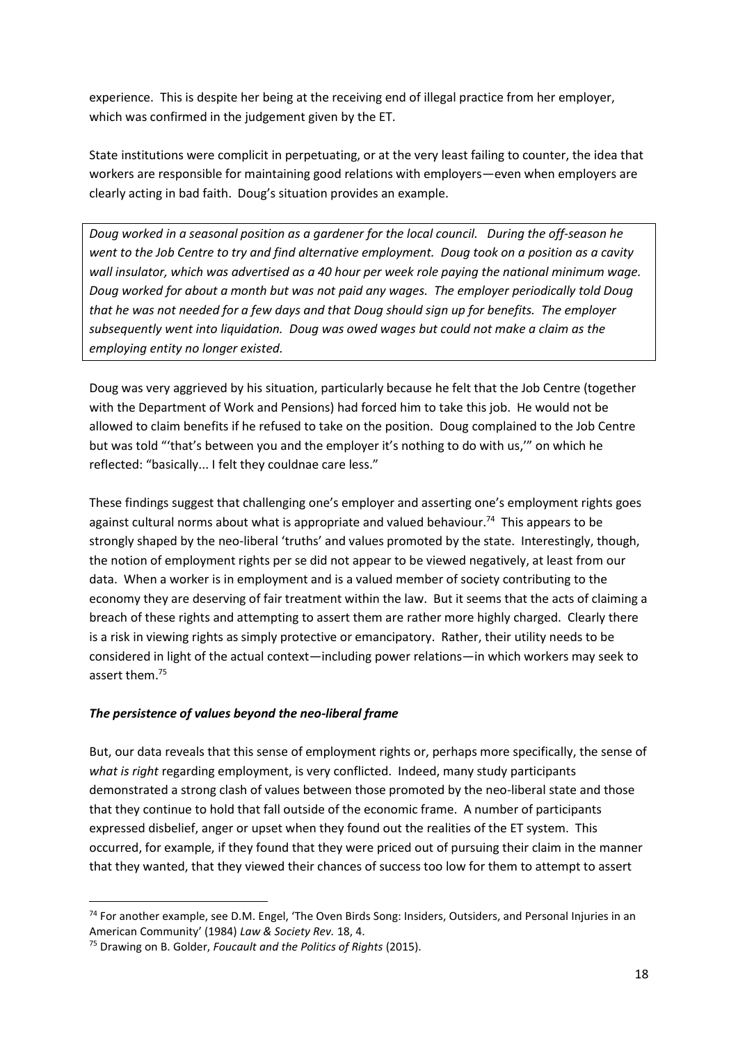experience. This is despite her being at the receiving end of illegal practice from her employer, which was confirmed in the judgement given by the ET.

State institutions were complicit in perpetuating, or at the very least failing to counter, the idea that workers are responsible for maintaining good relations with employers—even when employers are clearly acting in bad faith. Doug's situation provides an example.

> *Doug worked in a seasonal position as a gardener for the local council. During the off-season he went to the Job Centre to try and find alternative employment. Doug took on a position as a cavity wall insulator, which was advertised as a 40 hour per week role paying the national minimum wage. Doug worked for about a month but was not paid any wages. The employer periodically told Doug that he was not needed for a few days and that Doug should sign up for benefits. The employer subsequently went into liquidation. Doug was owed wages but could not make a claim as the employing entity no longer existed.*

Doug was very aggrieved by his situation, particularly because he felt that the Job Centre (together with the Department of Work and Pensions) had forced him to take this job. He would not be allowed to claim benefits if he refused to take on the position. Doug complained to the Job Centre but was told "'that's between you and the employer it's nothing to do with us,'" on which he reflected: "basically... I felt they couldnae care less."

These findings suggest that challenging one's employer and asserting one's employment rights goes against cultural norms about what is appropriate and valued behaviour.[74] This appears to be strongly shaped by the neo-liberal 'truths' and values promoted by the state. Interestingly, though, the notion of employment rights per se did not appear to be viewed negatively, at least from our data. When a worker is in employment and is a valued member of society contributing to the economy they are deserving of fair treatment within the law. But it seems that the acts of claiming a breach of these rights and attempting to assert them are rather more highly charged. Clearly there is a risk in viewing rights as simply protective or emancipatory. Rather, their utility needs to be considered in light of the actual context—including power relations—in which workers may seek to assert them.[75]

### *The persistence of values beyond the neo-liberal frame*

But, our data reveals that this sense of employment rights or, perhaps more specifically, the sense of *what is right* regarding employment, is very conflicted. Indeed, many study participants demonstrated a strong clash of values between those promoted by the neo-liberal state and those that they continue to hold that fall outside of the economic frame. A number of participants expressed disbelief, anger or upset when they found out the realities of the ET system. This occurred, for example, if they found that they were priced out of pursuing their claim in the manner that they wanted, that they viewed their chances of success too low for them to attempt to assert

---

[74] For another example, see D.M. Engel, 'The Oven Birds Song: Insiders, Outsiders, and Personal Injuries in an American Community' (1984) *Law & Society Rev.* 18, 4.

[75] Drawing on B. Golder, *Foucault and the Politics of Rights* (2015).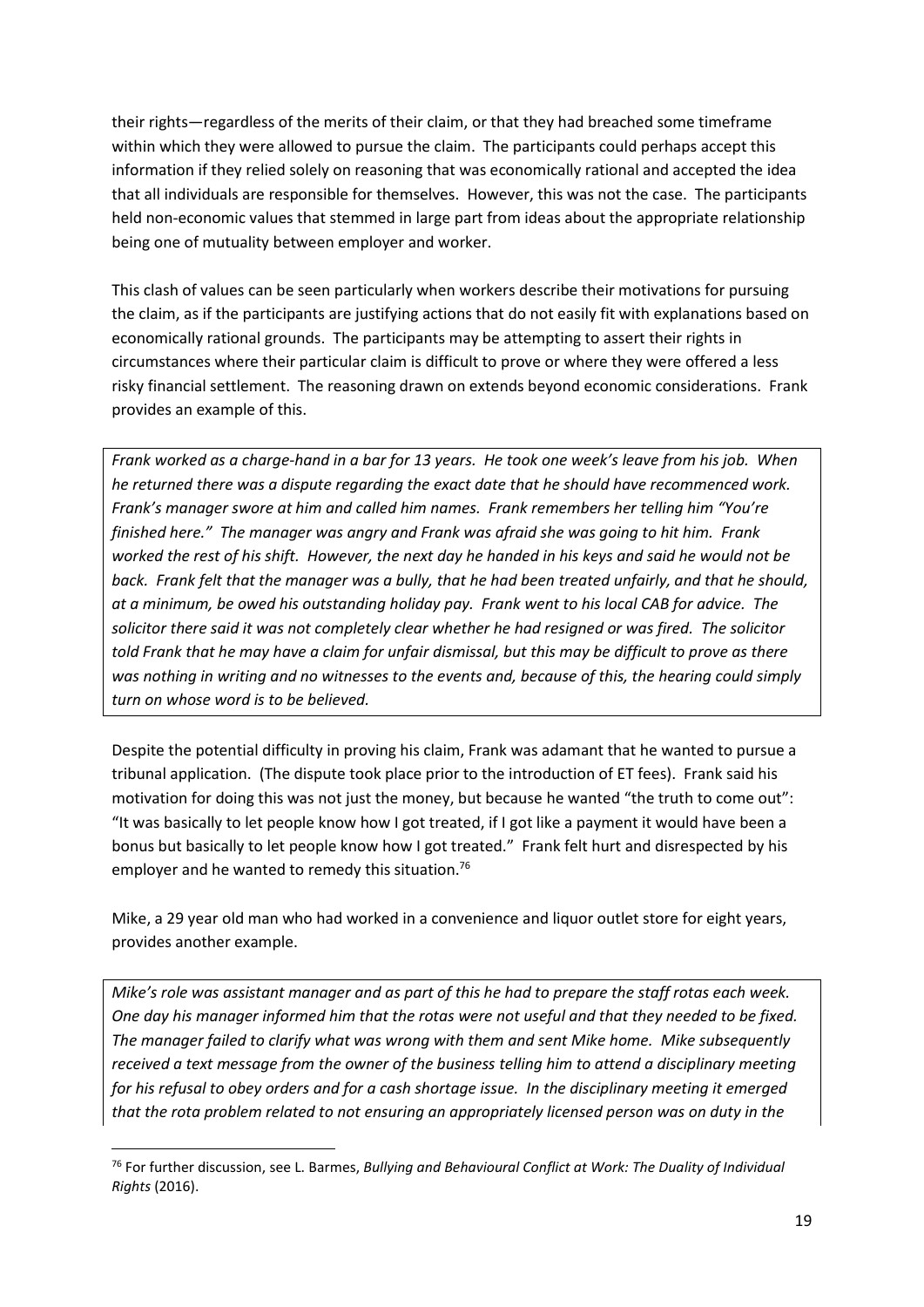their rights—regardless of the merits of their claim, or that they had breached some timeframe within which they were allowed to pursue the claim. The participants could perhaps accept this information if they relied solely on reasoning that was economically rational and accepted the idea that all individuals are responsible for themselves. However, this was not the case. The participants held non-economic values that stemmed in large part from ideas about the appropriate relationship being one of mutuality between employer and worker.

This clash of values can be seen particularly when workers describe their motivations for pursuing the claim, as if the participants are justifying actions that do not easily fit with explanations based on economically rational grounds. The participants may be attempting to assert their rights in circumstances where their particular claim is difficult to prove or where they were offered a less risky financial settlement. The reasoning drawn on extends beyond economic considerations. Frank provides an example of this.

*Frank worked as a charge-hand in a bar for 13 years. He took one week's leave from his job. When he returned there was a dispute regarding the exact date that he should have recommenced work. Frank's manager swore at him and called him names. Frank remembers her telling him "You're finished here." The manager was angry and Frank was afraid she was going to hit him. Frank worked the rest of his shift. However, the next day he handed in his keys and said he would not be back. Frank felt that the manager was a bully, that he had been treated unfairly, and that he should, at a minimum, be owed his outstanding holiday pay. Frank went to his local CAB for advice. The solicitor there said it was not completely clear whether he had resigned or was fired. The solicitor told Frank that he may have a claim for unfair dismissal, but this may be difficult to prove as there was nothing in writing and no witnesses to the events and, because of this, the hearing could simply turn on whose word is to be believed.*

Despite the potential difficulty in proving his claim, Frank was adamant that he wanted to pursue a tribunal application. (The dispute took place prior to the introduction of ET fees). Frank said his motivation for doing this was not just the money, but because he wanted "the truth to come out": "It was basically to let people know how I got treated, if I got like a payment it would have been a bonus but basically to let people know how I got treated." Frank felt hurt and disrespected by his employer and he wanted to remedy this situation.[76]

Mike, a 29 year old man who had worked in a convenience and liquor outlet store for eight years, provides another example.

*Mike's role was assistant manager and as part of this he had to prepare the staff rotas each week. One day his manager informed him that the rotas were not useful and that they needed to be fixed. The manager failed to clarify what was wrong with them and sent Mike home. Mike subsequently received a text message from the owner of the business telling him to attend a disciplinary meeting for his refusal to obey orders and for a cash shortage issue. In the disciplinary meeting it emerged that the rota problem related to not ensuring an appropriately licensed person was on duty in the*

[76] For further discussion, see L. Barmes, *Bullying and Behavioural Conflict at Work: The Duality of Individual Rights* (2016).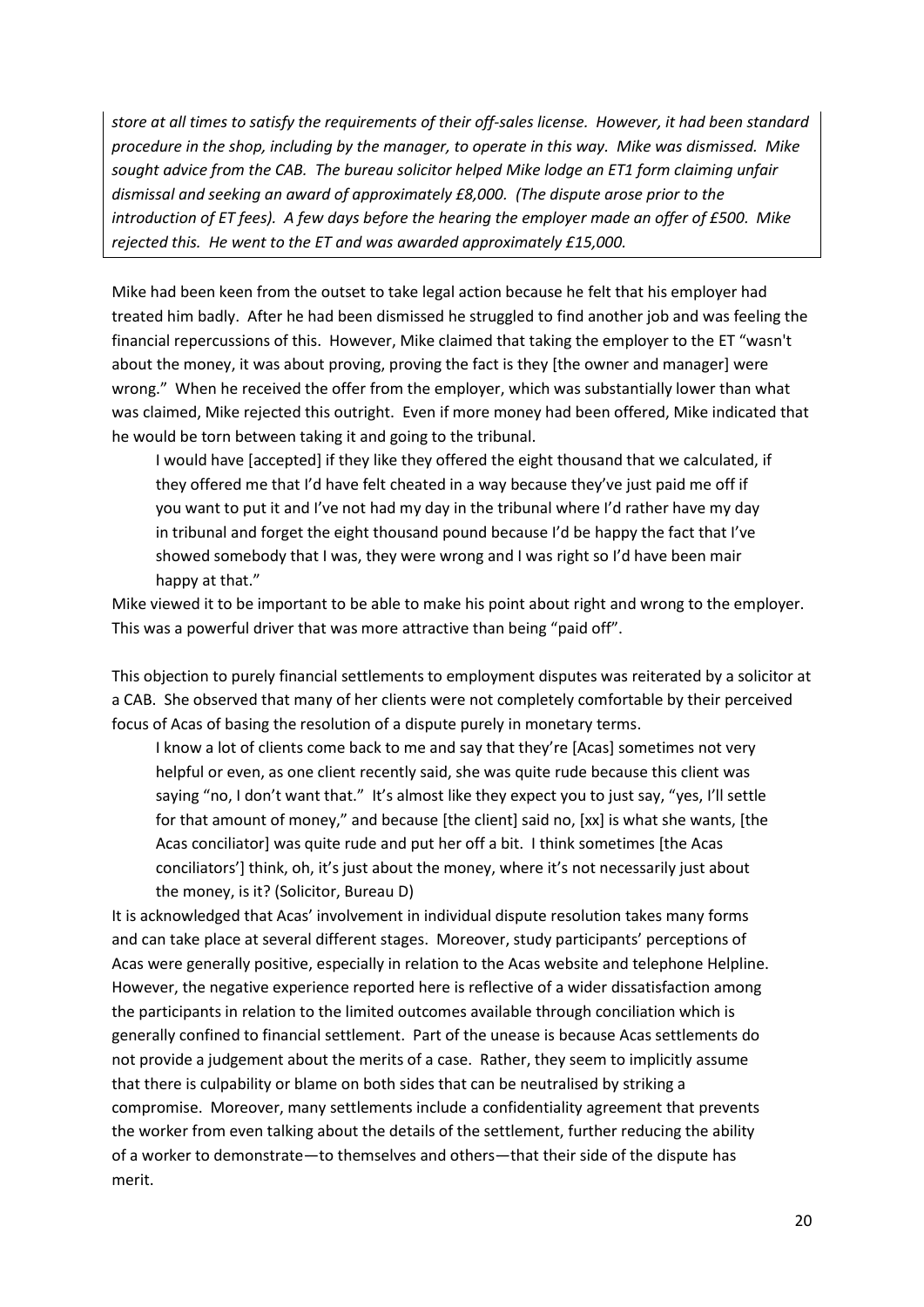*store at all times to satisfy the requirements of their off-sales license. However, it had been standard procedure in the shop, including by the manager, to operate in this way. Mike was dismissed. Mike sought advice from the CAB. The bureau solicitor helped Mike lodge an ET1 form claiming unfair dismissal and seeking an award of approximately £8,000. (The dispute arose prior to the introduction of ET fees). A few days before the hearing the employer made an offer of £500. Mike rejected this. He went to the ET and was awarded approximately £15,000.*

Mike had been keen from the outset to take legal action because he felt that his employer had treated him badly. After he had been dismissed he struggled to find another job and was feeling the financial repercussions of this. However, Mike claimed that taking the employer to the ET "wasn't about the money, it was about proving, proving the fact is they [the owner and manager] were wrong." When he received the offer from the employer, which was substantially lower than what was claimed, Mike rejected this outright. Even if more money had been offered, Mike indicated that he would be torn between taking it and going to the tribunal.

> I would have [accepted] if they like they offered the eight thousand that we calculated, if they offered me that I'd have felt cheated in a way because they've just paid me off if you want to put it and I've not had my day in the tribunal where I'd rather have my day in tribunal and forget the eight thousand pound because I'd be happy the fact that I've showed somebody that I was, they were wrong and I was right so I'd have been mair happy at that."

Mike viewed it to be important to be able to make his point about right and wrong to the employer. This was a powerful driver that was more attractive than being "paid off".

This objection to purely financial settlements to employment disputes was reiterated by a solicitor at a CAB. She observed that many of her clients were not completely comfortable by their perceived focus of Acas of basing the resolution of a dispute purely in monetary terms.

> I know a lot of clients come back to me and say that they're [Acas] sometimes not very helpful or even, as one client recently said, she was quite rude because this client was saying "no, I don't want that." It's almost like they expect you to just say, "yes, I'll settle for that amount of money," and because [the client] said no, [xx] is what she wants, [the Acas conciliator] was quite rude and put her off a bit. I think sometimes [the Acas conciliators'] think, oh, it's just about the money, where it's not necessarily just about the money, is it? (Solicitor, Bureau D)

It is acknowledged that Acas' involvement in individual dispute resolution takes many forms and can take place at several different stages. Moreover, study participants' perceptions of Acas were generally positive, especially in relation to the Acas website and telephone Helpline. However, the negative experience reported here is reflective of a wider dissatisfaction among the participants in relation to the limited outcomes available through conciliation which is generally confined to financial settlement. Part of the unease is because Acas settlements do not provide a judgement about the merits of a case. Rather, they seem to implicitly assume that there is culpability or blame on both sides that can be neutralised by striking a compromise. Moreover, many settlements include a confidentiality agreement that prevents the worker from even talking about the details of the settlement, further reducing the ability of a worker to demonstrate—to themselves and others—that their side of the dispute has merit.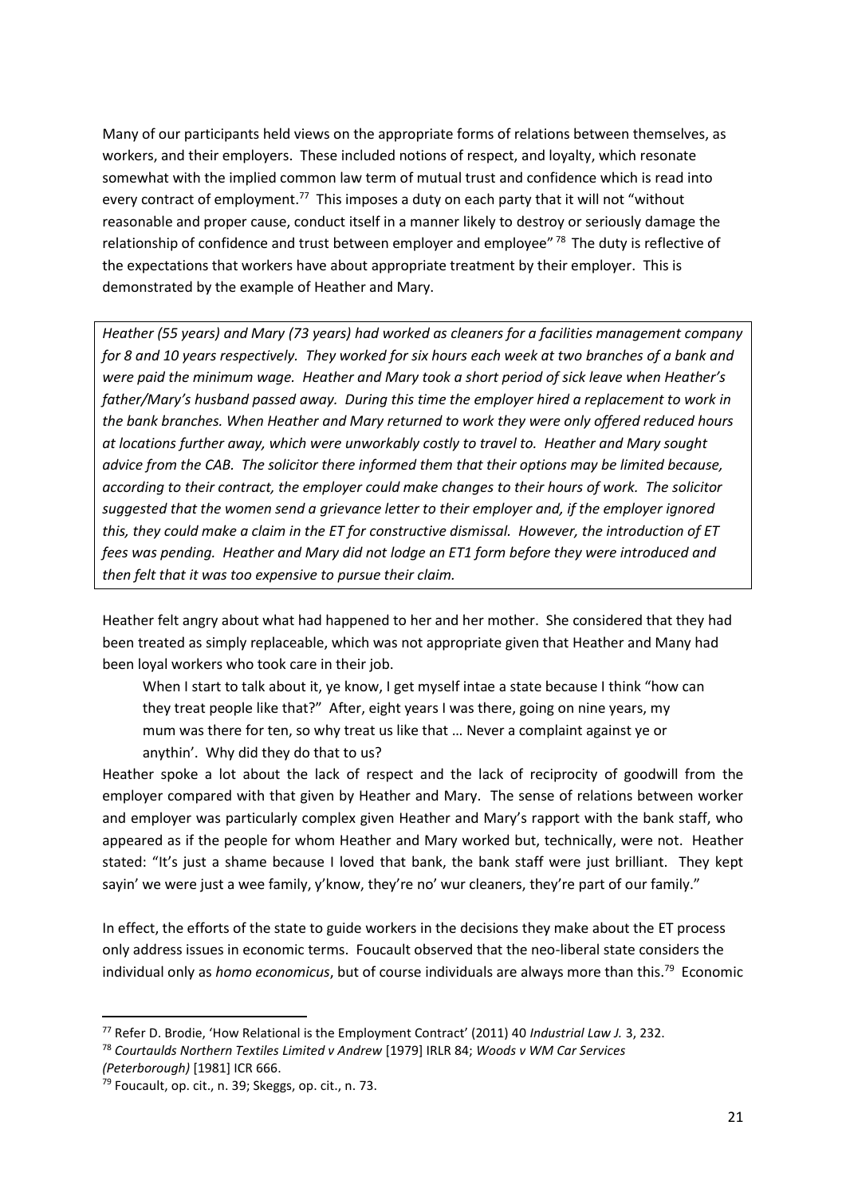Many of our participants held views on the appropriate forms of relations between themselves, as workers, and their employers. These included notions of respect, and loyalty, which resonate somewhat with the implied common law term of mutual trust and confidence which is read into every contract of employment.[77] This imposes a duty on each party that it will not "without reasonable and proper cause, conduct itself in a manner likely to destroy or seriously damage the relationship of confidence and trust between employer and employee"[78] The duty is reflective of the expectations that workers have about appropriate treatment by their employer. This is demonstrated by the example of Heather and Mary.

> *Heather (55 years) and Mary (73 years) had worked as cleaners for a facilities management company for 8 and 10 years respectively. They worked for six hours each week at two branches of a bank and were paid the minimum wage. Heather and Mary took a short period of sick leave when Heather's father/Mary's husband passed away. During this time the employer hired a replacement to work in the bank branches. When Heather and Mary returned to work they were only offered reduced hours at locations further away, which were unworkably costly to travel to. Heather and Mary sought advice from the CAB. The solicitor there informed them that their options may be limited because, according to their contract, the employer could make changes to their hours of work. The solicitor suggested that the women send a grievance letter to their employer and, if the employer ignored this, they could make a claim in the ET for constructive dismissal. However, the introduction of ET fees was pending. Heather and Mary did not lodge an ET1 form before they were introduced and then felt that it was too expensive to pursue their claim.*

Heather felt angry about what had happened to her and her mother. She considered that they had been treated as simply replaceable, which was not appropriate given that Heather and Many had been loyal workers who took care in their job.

> When I start to talk about it, ye know, I get myself intae a state because I think "how can they treat people like that?" After, eight years I was there, going on nine years, my mum was there for ten, so why treat us like that … Never a complaint against ye or anythin'. Why did they do that to us?

Heather spoke a lot about the lack of respect and the lack of reciprocity of goodwill from the employer compared with that given by Heather and Mary. The sense of relations between worker and employer was particularly complex given Heather and Mary's rapport with the bank staff, who appeared as if the people for whom Heather and Mary worked but, technically, were not. Heather stated: "It's just a shame because I loved that bank, the bank staff were just brilliant. They kept sayin' we were just a wee family, y'know, they're no' wur cleaners, they're part of our family."

In effect, the efforts of the state to guide workers in the decisions they make about the ET process only address issues in economic terms. Foucault observed that the neo-liberal state considers the individual only as *homo economicus*, but of course individuals are always more than this.[79] Economic

---

[77] Refer D. Brodie, 'How Relational is the Employment Contract' (2011) 40 *Industrial Law J.* 3, 232.

[78] *Courtaulds Northern Textiles Limited v Andrew* [1979] IRLR 84; *Woods v WM Car Services (Peterborough)* [1981] ICR 666.

[79] Foucault, op. cit., n. 39; Skeggs, op. cit., n. 73.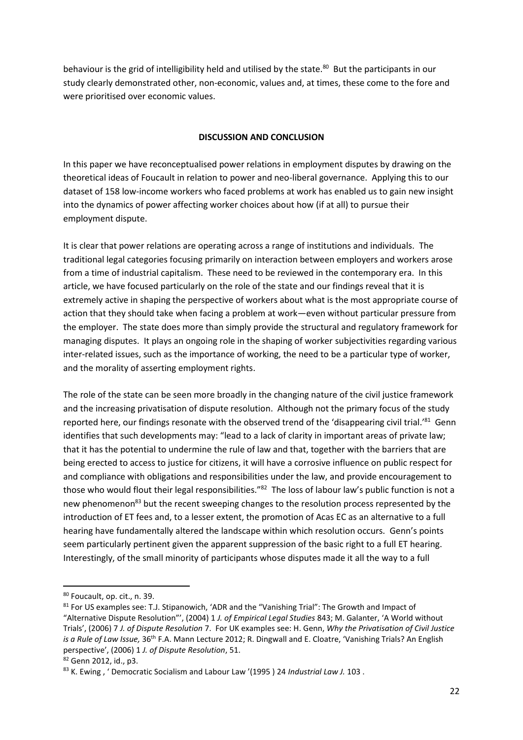behaviour is the grid of intelligibility held and utilised by the state.[80] But the participants in our study clearly demonstrated other, non-economic, values and, at times, these come to the fore and were prioritised over economic values.

## DISCUSSION AND CONCLUSION

In this paper we have reconceptualised power relations in employment disputes by drawing on the theoretical ideas of Foucault in relation to power and neo-liberal governance. Applying this to our dataset of 158 low-income workers who faced problems at work has enabled us to gain new insight into the dynamics of power affecting worker choices about how (if at all) to pursue their employment dispute.

It is clear that power relations are operating across a range of institutions and individuals. The traditional legal categories focusing primarily on interaction between employers and workers arose from a time of industrial capitalism. These need to be reviewed in the contemporary era. In this article, we have focused particularly on the role of the state and our findings reveal that it is extremely active in shaping the perspective of workers about what is the most appropriate course of action that they should take when facing a problem at work—even without particular pressure from the employer. The state does more than simply provide the structural and regulatory framework for managing disputes. It plays an ongoing role in the shaping of worker subjectivities regarding various inter-related issues, such as the importance of working, the need to be a particular type of worker, and the morality of asserting employment rights.

The role of the state can be seen more broadly in the changing nature of the civil justice framework and the increasing privatisation of dispute resolution. Although not the primary focus of the study reported here, our findings resonate with the observed trend of the 'disappearing civil trial.'[81] Genn identifies that such developments may: "lead to a lack of clarity in important areas of private law; that it has the potential to undermine the rule of law and that, together with the barriers that are being erected to access to justice for citizens, it will have a corrosive influence on public respect for and compliance with obligations and responsibilities under the law, and provide encouragement to those who would flout their legal responsibilities."[82] The loss of labour law's public function is not a new phenomenon[83] but the recent sweeping changes to the resolution process represented by the introduction of ET fees and, to a lesser extent, the promotion of Acas EC as an alternative to a full hearing have fundamentally altered the landscape within which resolution occurs. Genn's points seem particularly pertinent given the apparent suppression of the basic right to a full ET hearing. Interestingly, of the small minority of participants whose disputes made it all the way to a full

---

[80] Foucault, op. cit., n. 39.

[81] For US examples see: T.J. Stipanowich, 'ADR and the "Vanishing Trial": The Growth and Impact of "Alternative Dispute Resolution"', (2004) 1 *J. of Empirical Legal Studies* 843; M. Galanter, 'A World without Trials', (2006) 7 *J. of Dispute Resolution* 7. For UK examples see: H. Genn, *Why the Privatisation of Civil Justice is a Rule of Law Issue,* 36th F.A. Mann Lecture 2012; R. Dingwall and E. Cloatre, 'Vanishing Trials? An English perspective', (2006) 1 *J. of Dispute Resolution*, 51.

[82] Genn 2012, id., p3.

[83] K. Ewing , ' Democratic Socialism and Labour Law '(1995 ) 24 *Industrial Law J.* 103 .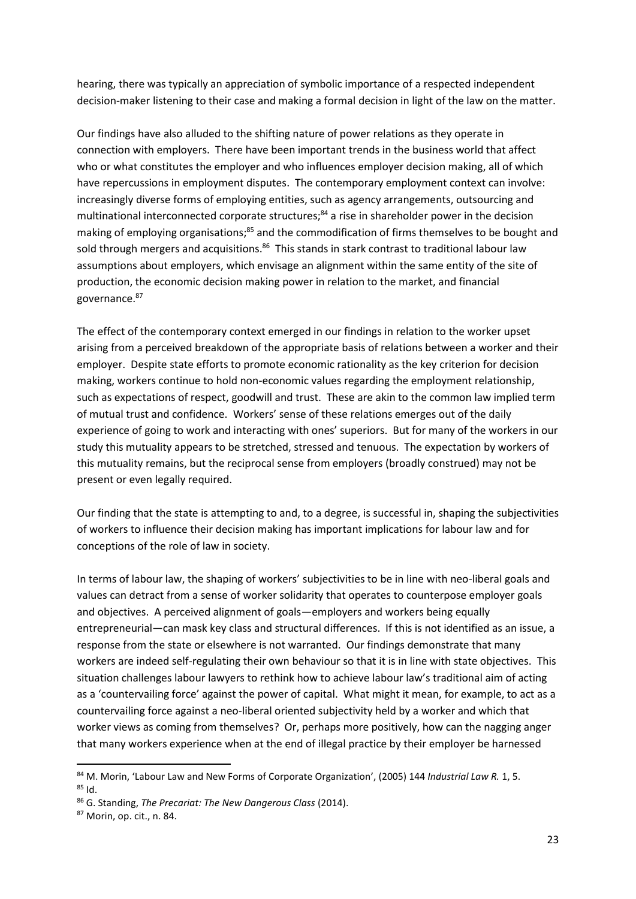hearing, there was typically an appreciation of symbolic importance of a respected independent decision-maker listening to their case and making a formal decision in light of the law on the matter.

Our findings have also alluded to the shifting nature of power relations as they operate in connection with employers. There have been important trends in the business world that affect who or what constitutes the employer and who influences employer decision making, all of which have repercussions in employment disputes. The contemporary employment context can involve: increasingly diverse forms of employing entities, such as agency arrangements, outsourcing and multinational interconnected corporate structures;[84] a rise in shareholder power in the decision making of employing organisations;[85] and the commodification of firms themselves to be bought and sold through mergers and acquisitions.[86] This stands in stark contrast to traditional labour law assumptions about employers, which envisage an alignment within the same entity of the site of production, the economic decision making power in relation to the market, and financial governance.[87]

The effect of the contemporary context emerged in our findings in relation to the worker upset arising from a perceived breakdown of the appropriate basis of relations between a worker and their employer. Despite state efforts to promote economic rationality as the key criterion for decision making, workers continue to hold non-economic values regarding the employment relationship, such as expectations of respect, goodwill and trust. These are akin to the common law implied term of mutual trust and confidence. Workers' sense of these relations emerges out of the daily experience of going to work and interacting with ones' superiors. But for many of the workers in our study this mutuality appears to be stretched, stressed and tenuous. The expectation by workers of this mutuality remains, but the reciprocal sense from employers (broadly construed) may not be present or even legally required.

Our finding that the state is attempting to and, to a degree, is successful in, shaping the subjectivities of workers to influence their decision making has important implications for labour law and for conceptions of the role of law in society.

In terms of labour law, the shaping of workers' subjectivities to be in line with neo-liberal goals and values can detract from a sense of worker solidarity that operates to counterpose employer goals and objectives. A perceived alignment of goals—employers and workers being equally entrepreneurial—can mask key class and structural differences. If this is not identified as an issue, a response from the state or elsewhere is not warranted. Our findings demonstrate that many workers are indeed self-regulating their own behaviour so that it is in line with state objectives. This situation challenges labour lawyers to rethink how to achieve labour law's traditional aim of acting as a 'countervailing force' against the power of capital. What might it mean, for example, to act as a countervailing force against a neo-liberal oriented subjectivity held by a worker and which that worker views as coming from themselves? Or, perhaps more positively, how can the nagging anger that many workers experience when at the end of illegal practice by their employer be harnessed

---

[84] M. Morin, 'Labour Law and New Forms of Corporate Organization', (2005) 144 *Industrial Law R.* 1, 5.

[85] Id.

[86] G. Standing, *The Precariat: The New Dangerous Class* (2014).

[87] Morin, op. cit., n. 84.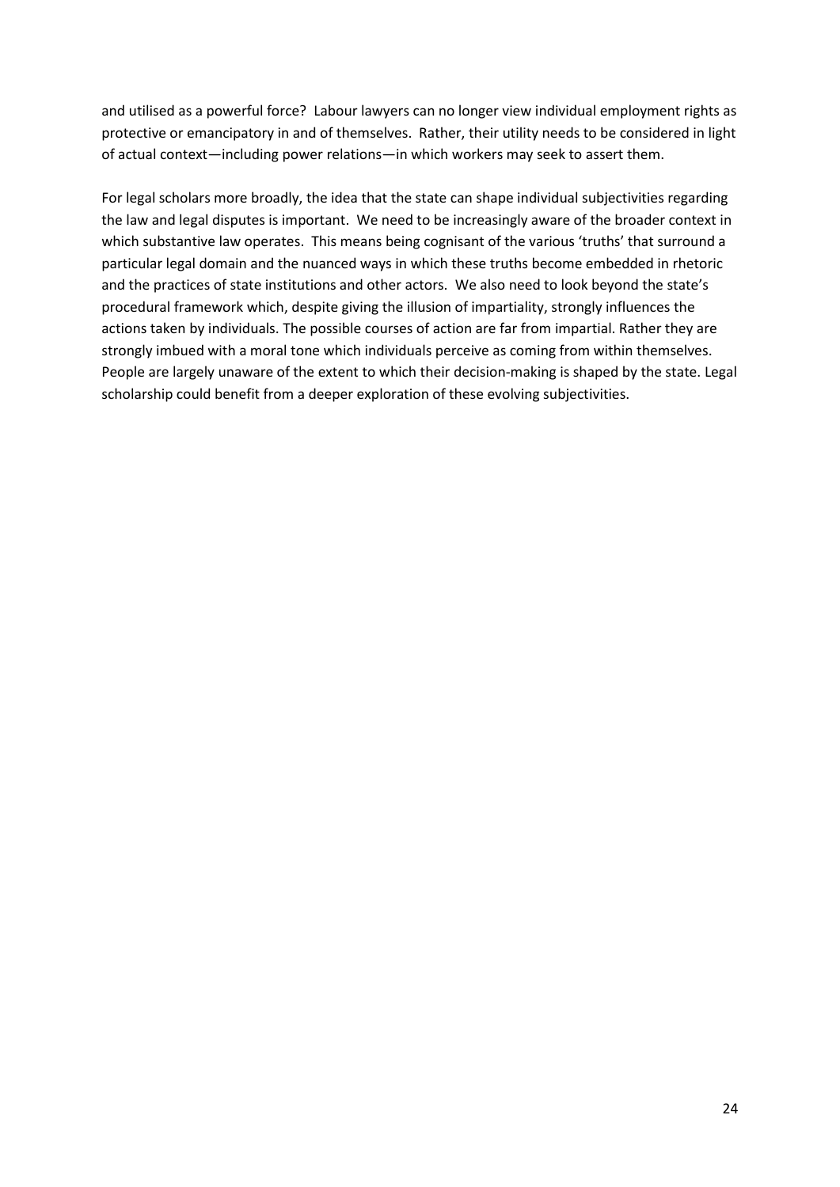and utilised as a powerful force? Labour lawyers can no longer view individual employment rights as protective or emancipatory in and of themselves. Rather, their utility needs to be considered in light of actual context—including power relations—in which workers may seek to assert them.

For legal scholars more broadly, the idea that the state can shape individual subjectivities regarding the law and legal disputes is important. We need to be increasingly aware of the broader context in which substantive law operates. This means being cognisant of the various 'truths' that surround a particular legal domain and the nuanced ways in which these truths become embedded in rhetoric and the practices of state institutions and other actors. We also need to look beyond the state's procedural framework which, despite giving the illusion of impartiality, strongly influences the actions taken by individuals. The possible courses of action are far from impartial. Rather they are strongly imbued with a moral tone which individuals perceive as coming from within themselves. People are largely unaware of the extent to which their decision-making is shaped by the state. Legal scholarship could benefit from a deeper exploration of these evolving subjectivities.